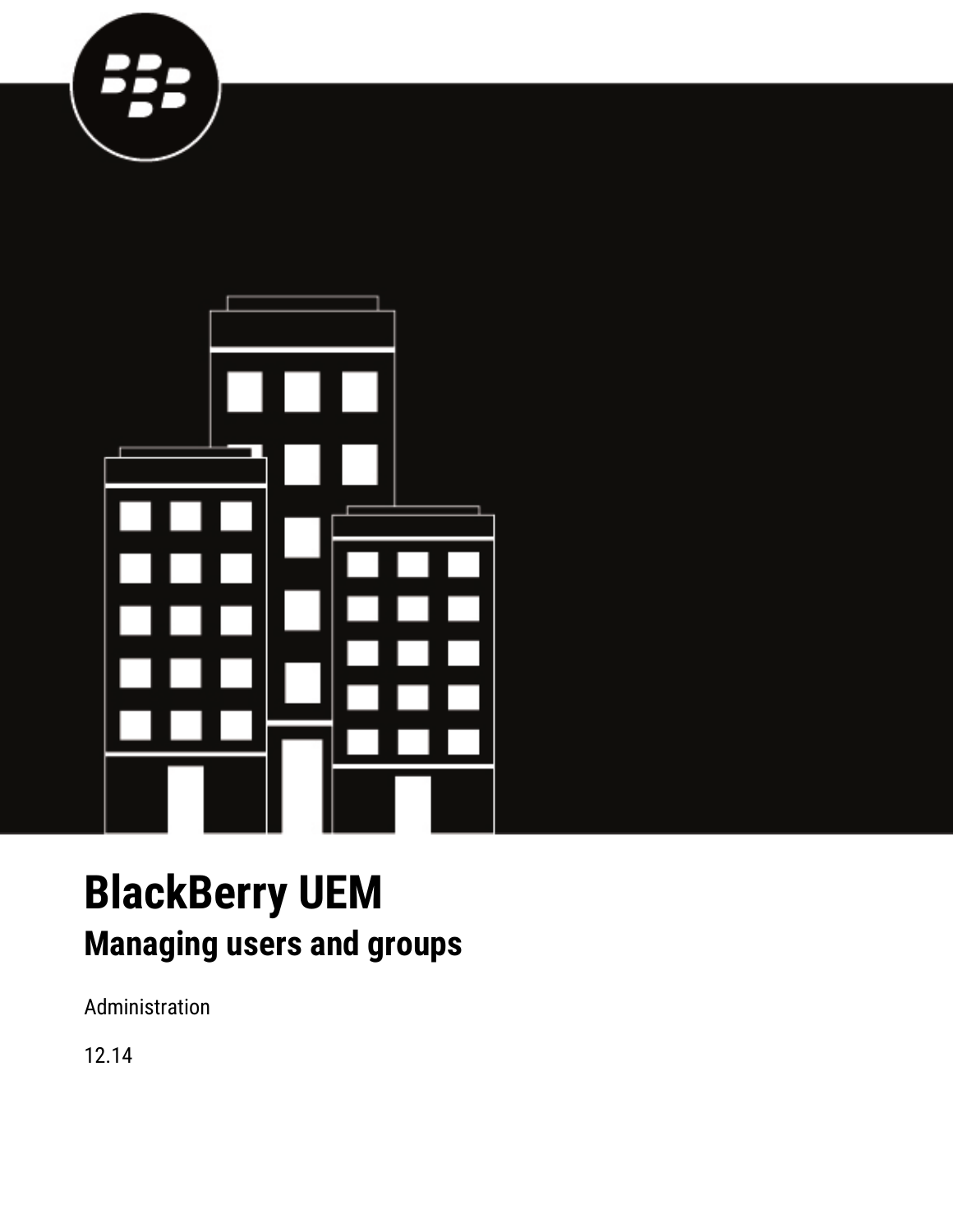# BlackBerry UEM

## Managing users and groups

Administration

12.14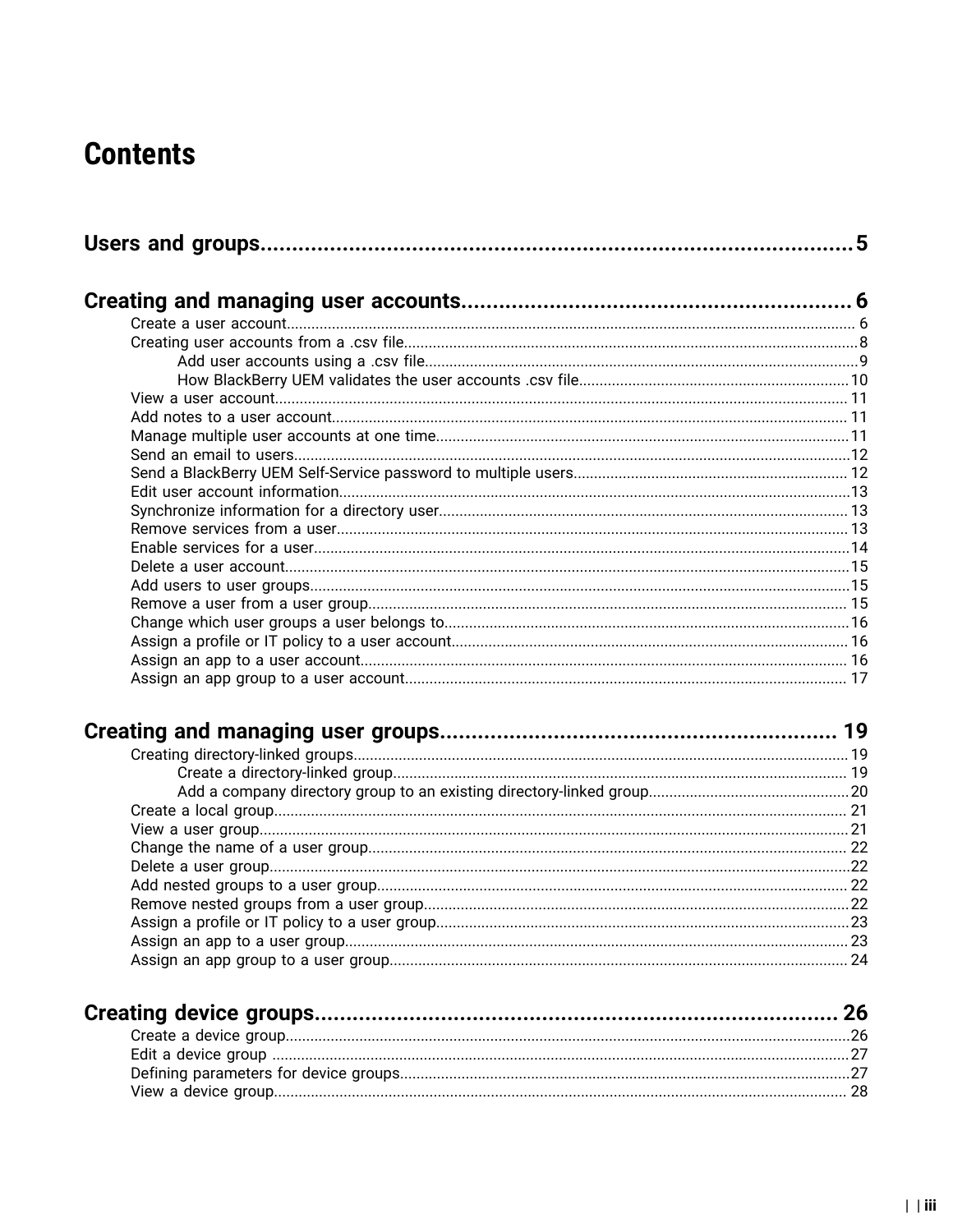# Contents

**Users and groups....................................................................................5**

**Creating and managing user accounts.................................................... 6**

- Create a user account....................................................................................................................... 6
- Creating user accounts from a .csv file.............................................................................................8
    - Add user accounts using a .csv file.........................................................................................9
    - How BlackBerry UEM validates the user accounts .csv file.................................................10
- View a user account.......................................................................................................................... 11
- Add notes to a user account............................................................................................................ 11
- Manage multiple user accounts at one time....................................................................................11
- Send an email to users.....................................................................................................................12
- Send a BlackBerry UEM Self-Service password to multiple users.................................................. 12
- Edit user account information...........................................................................................................13
- Synchronize information for a directory user................................................................................... 13
- Remove services from a user........................................................................................................... 13
- Enable services for a user.................................................................................................................14
- Delete a user account........................................................................................................................15
- Add users to user groups..................................................................................................................15
- Remove a user from a user group.................................................................................................... 15
- Change which user groups a user belongs to..................................................................................16
- Assign a profile or IT policy to a user account................................................................................. 16
- Assign an app to a user account...................................................................................................... 16
- Assign an app group to a user account........................................................................................... 17

**Creating and managing user groups...................................................... 19**

- Creating directory-linked groups.......................................................................................................19
    - Create a directory-linked group.............................................................................................. 19
    - Add a company directory group to an existing directory-linked group.................................20
- Create a local group.......................................................................................................................... 21
- View a user group..............................................................................................................................21
- Change the name of a user group.................................................................................................... 22
- Delete a user group...........................................................................................................................22
- Add nested groups to a user group.................................................................................................. 22
- Remove nested groups from a user group.......................................................................................22
- Assign a profile or IT policy to a user group....................................................................................23
- Assign an app to a user group.......................................................................................................... 23
- Assign an app group to a user group............................................................................................... 24

**Creating device groups........................................................................ 26**

- Create a device group........................................................................................................................26
- Edit a device group ...........................................................................................................................27
- Defining parameters for device groups.............................................................................................27
- View a device group.......................................................................................................................... 28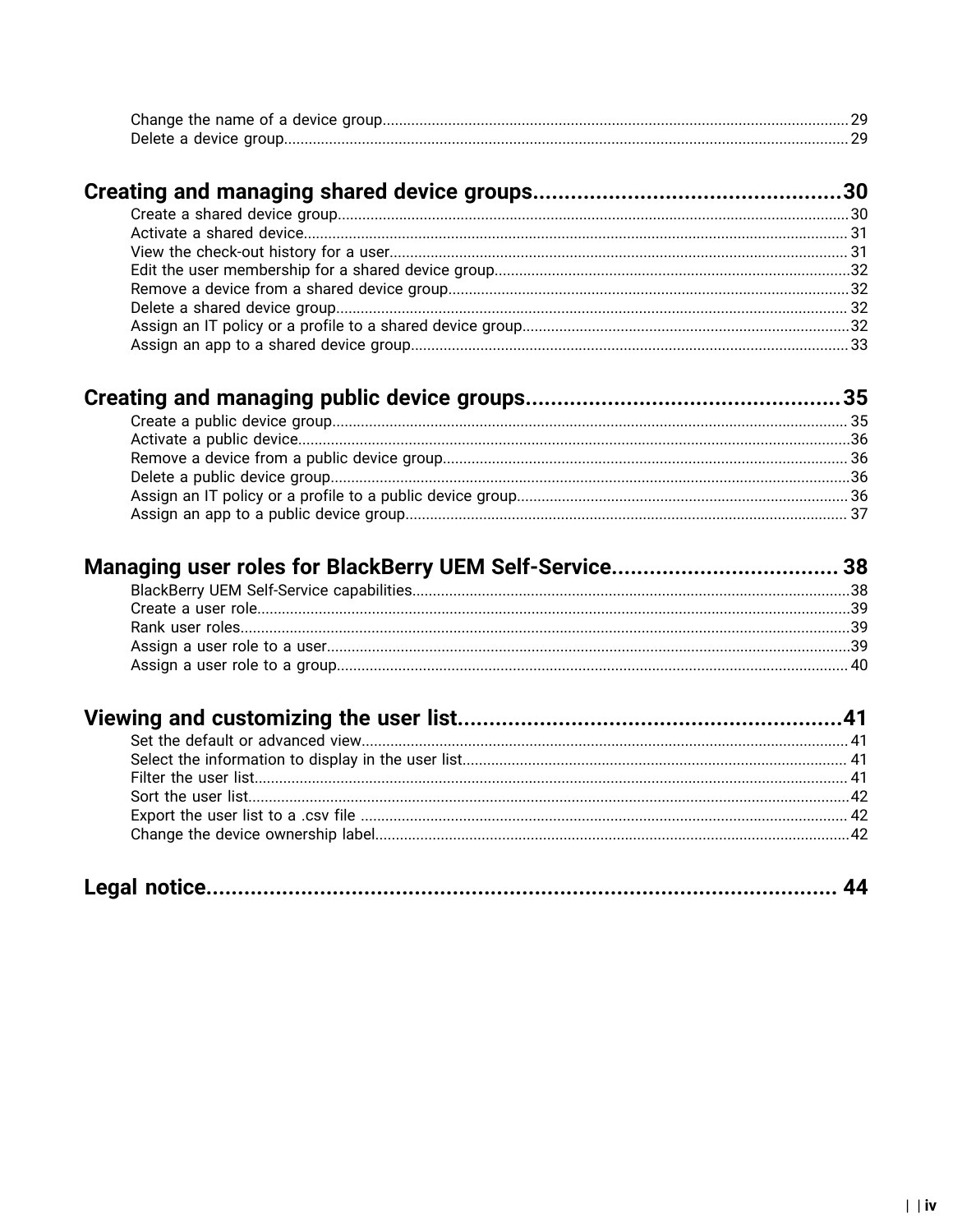Change the name of a device group 29
Delete a device group 29

**Creating and managing shared device groups 30**

Create a shared device group 30
Activate a shared device 31
View the check-out history for a user 31
Edit the user membership for a shared device group 32
Remove a device from a shared device group 32
Delete a shared device group 32
Assign an IT policy or a profile to a shared device group 32
Assign an app to a shared device group 33

**Creating and managing public device groups 35**

Create a public device group 35
Activate a public device 36
Remove a device from a public device group 36
Delete a public device group 36
Assign an IT policy or a profile to a public device group 36
Assign an app to a public device group 37

**Managing user roles for BlackBerry UEM Self-Service 38**

BlackBerry UEM Self-Service capabilities 38
Create a user role 39
Rank user roles 39
Assign a user role to a user 39
Assign a user role to a group 40

**Viewing and customizing the user list 41**

Set the default or advanced view 41
Select the information to display in the user list 41
Filter the user list 41
Sort the user list 42
Export the user list to a .csv file 42
Change the device ownership label 42

**Legal notice 44**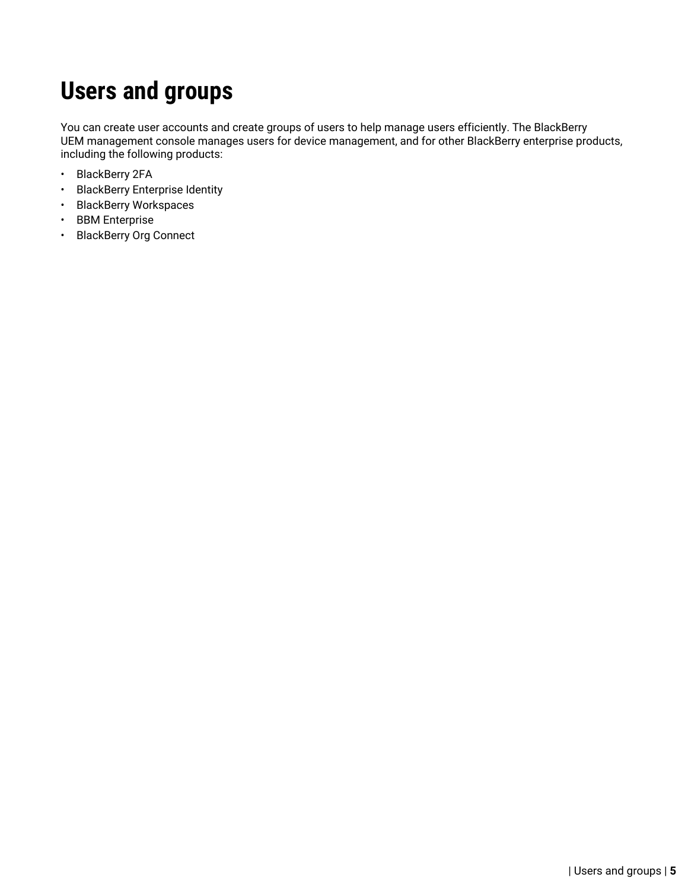# Users and groups

You can create user accounts and create groups of users to help manage users efficiently. The BlackBerry UEM management console manages users for device management, and for other BlackBerry enterprise products, including the following products:

- BlackBerry 2FA
- BlackBerry Enterprise Identity
- BlackBerry Workspaces
- BBM Enterprise
- BlackBerry Org Connect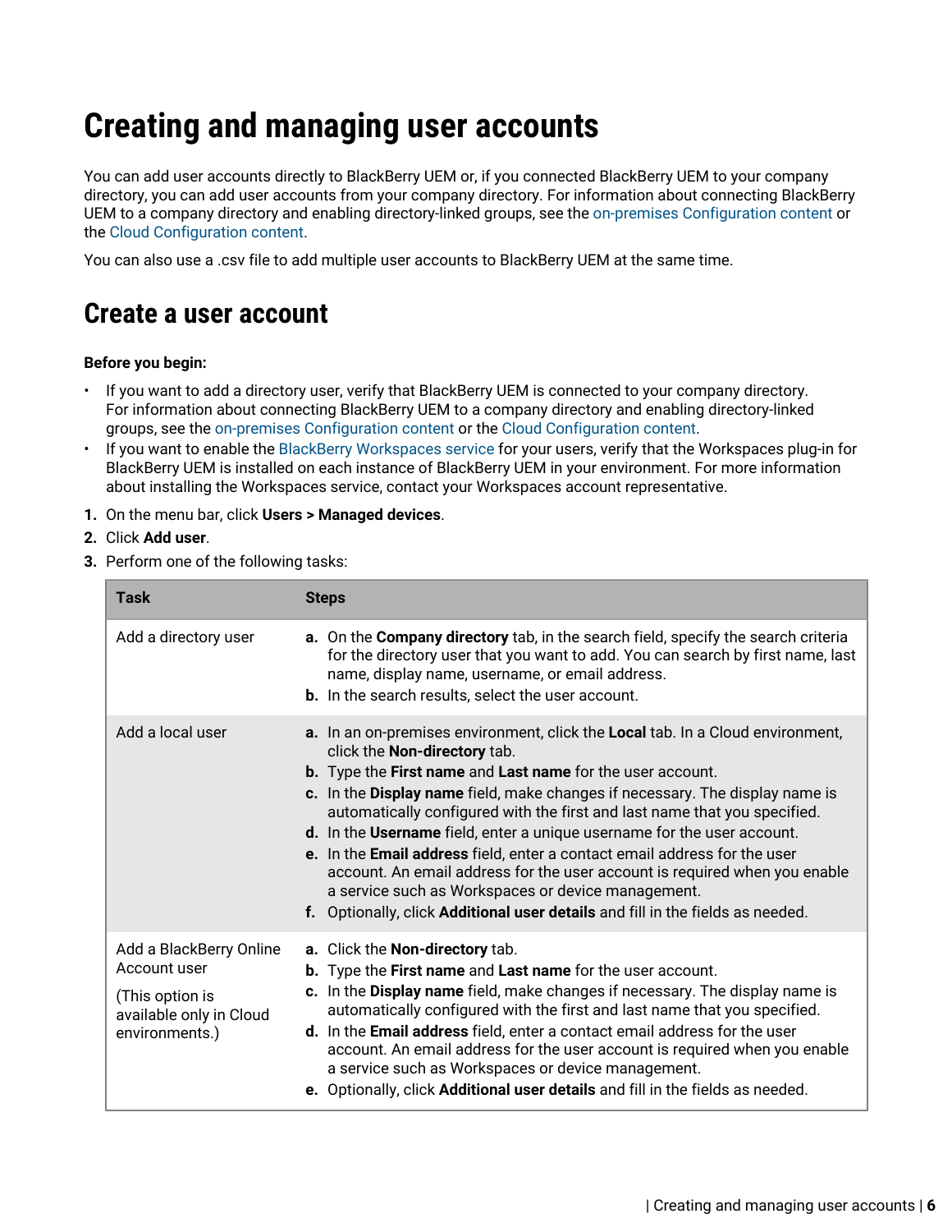# Creating and managing user accounts

You can add user accounts directly to BlackBerry UEM or, if you connected BlackBerry UEM to your company directory, you can add user accounts from your company directory. For information about connecting BlackBerry UEM to a company directory and enabling directory-linked groups, see the on-premises Configuration content or the Cloud Configuration content.

You can also use a .csv file to add multiple user accounts to BlackBerry UEM at the same time.

## Create a user account

**Before you begin:**

- If you want to add a directory user, verify that BlackBerry UEM is connected to your company directory. For information about connecting BlackBerry UEM to a company directory and enabling directory-linked groups, see the on-premises Configuration content or the Cloud Configuration content.
- If you want to enable the BlackBerry Workspaces service for your users, verify that the Workspaces plug-in for BlackBerry UEM is installed on each instance of BlackBerry UEM in your environment. For more information about installing the Workspaces service, contact your Workspaces account representative.

1. On the menu bar, click **Users > Managed devices**.
2. Click **Add user**.
3. Perform one of the following tasks:

| Task | Steps |
| --- | --- |
| Add a directory user | **a.** On the **Company directory** tab, in the search field, specify the search criteria for the directory user that you want to add. You can search by first name, last name, display name, username, or email address.<br>**b.** In the search results, select the user account. |
| Add a local user | **a.** In an on-premises environment, click the **Local** tab. In a Cloud environment, click the **Non-directory** tab.<br>**b.** Type the **First name** and **Last name** for the user account.<br>**c.** In the **Display name** field, make changes if necessary. The display name is automatically configured with the first and last name that you specified.<br>**d.** In the **Username** field, enter a unique username for the user account.<br>**e.** In the **Email address** field, enter a contact email address for the user account. An email address for the user account is required when you enable a service such as Workspaces or device management.<br>**f.** Optionally, click **Additional user details** and fill in the fields as needed. |
| Add a BlackBerry Online Account user<br><br>(This option is available only in Cloud environments.) | **a.** Click the **Non-directory** tab.<br>**b.** Type the **First name** and **Last name** for the user account.<br>**c.** In the **Display name** field, make changes if necessary. The display name is automatically configured with the first and last name that you specified.<br>**d.** In the **Email address** field, enter a contact email address for the user account. An email address for the user account is required when you enable a service such as Workspaces or device management.<br>**e.** Optionally, click **Additional user details** and fill in the fields as needed. |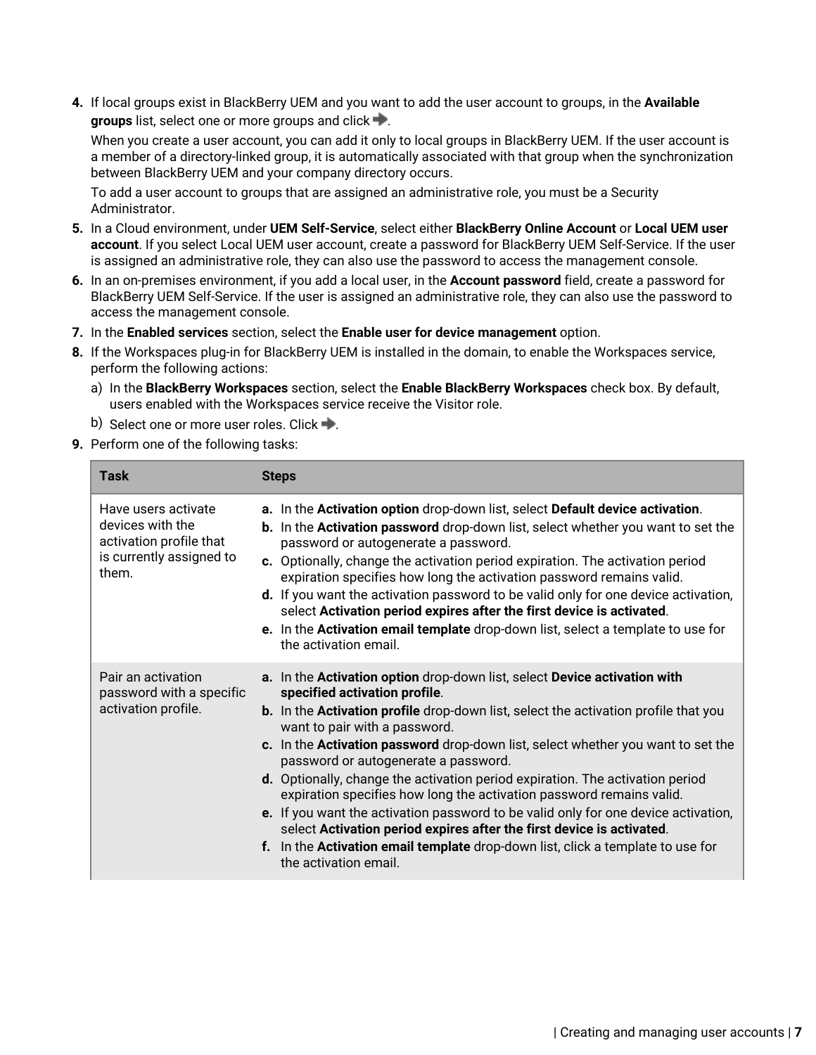4. If local groups exist in BlackBerry UEM and you want to add the user account to groups, in the **Available groups** list, select one or more groups and click ➡.

   When you create a user account, you can add it only to local groups in BlackBerry UEM. If the user account is a member of a directory-linked group, it is automatically associated with that group when the synchronization between BlackBerry UEM and your company directory occurs.

   To add a user account to groups that are assigned an administrative role, you must be a Security Administrator.
5. In a Cloud environment, under **UEM Self-Service**, select either **BlackBerry Online Account** or **Local UEM user account**. If you select Local UEM user account, create a password for BlackBerry UEM Self-Service. If the user is assigned an administrative role, they can also use the password to access the management console.
6. In an on-premises environment, if you add a local user, in the **Account password** field, create a password for BlackBerry UEM Self-Service. If the user is assigned an administrative role, they can also use the password to access the management console.
7. In the **Enabled services** section, select the **Enable user for device management** option.
8. If the Workspaces plug-in for BlackBerry UEM is installed in the domain, to enable the Workspaces service, perform the following actions:
   a) In the **BlackBerry Workspaces** section, select the **Enable BlackBerry Workspaces** check box. By default, users enabled with the Workspaces service receive the Visitor role.
   b) Select one or more user roles. Click ➡.
9. Perform one of the following tasks:

| Task | Steps |
| --- | --- |
| Have users activate devices with the activation profile that is currently assigned to them. | **a.** In the **Activation option** drop-down list, select **Default device activation**.<br>**b.** In the **Activation password** drop-down list, select whether you want to set the password or autogenerate a password.<br>**c.** Optionally, change the activation period expiration. The activation period expiration specifies how long the activation password remains valid.<br>**d.** If you want the activation password to be valid only for one device activation, select **Activation period expires after the first device is activated**.<br>**e.** In the **Activation email template** drop-down list, select a template to use for the activation email. |
| Pair an activation password with a specific activation profile. | **a.** In the **Activation option** drop-down list, select **Device activation with specified activation profile**.<br>**b.** In the **Activation profile** drop-down list, select the activation profile that you want to pair with a password.<br>**c.** In the **Activation password** drop-down list, select whether you want to set the password or autogenerate a password.<br>**d.** Optionally, change the activation period expiration. The activation period expiration specifies how long the activation password remains valid.<br>**e.** If you want the activation password to be valid only for one device activation, select **Activation period expires after the first device is activated**.<br>**f.** In the **Activation email template** drop-down list, click a template to use for the activation email. |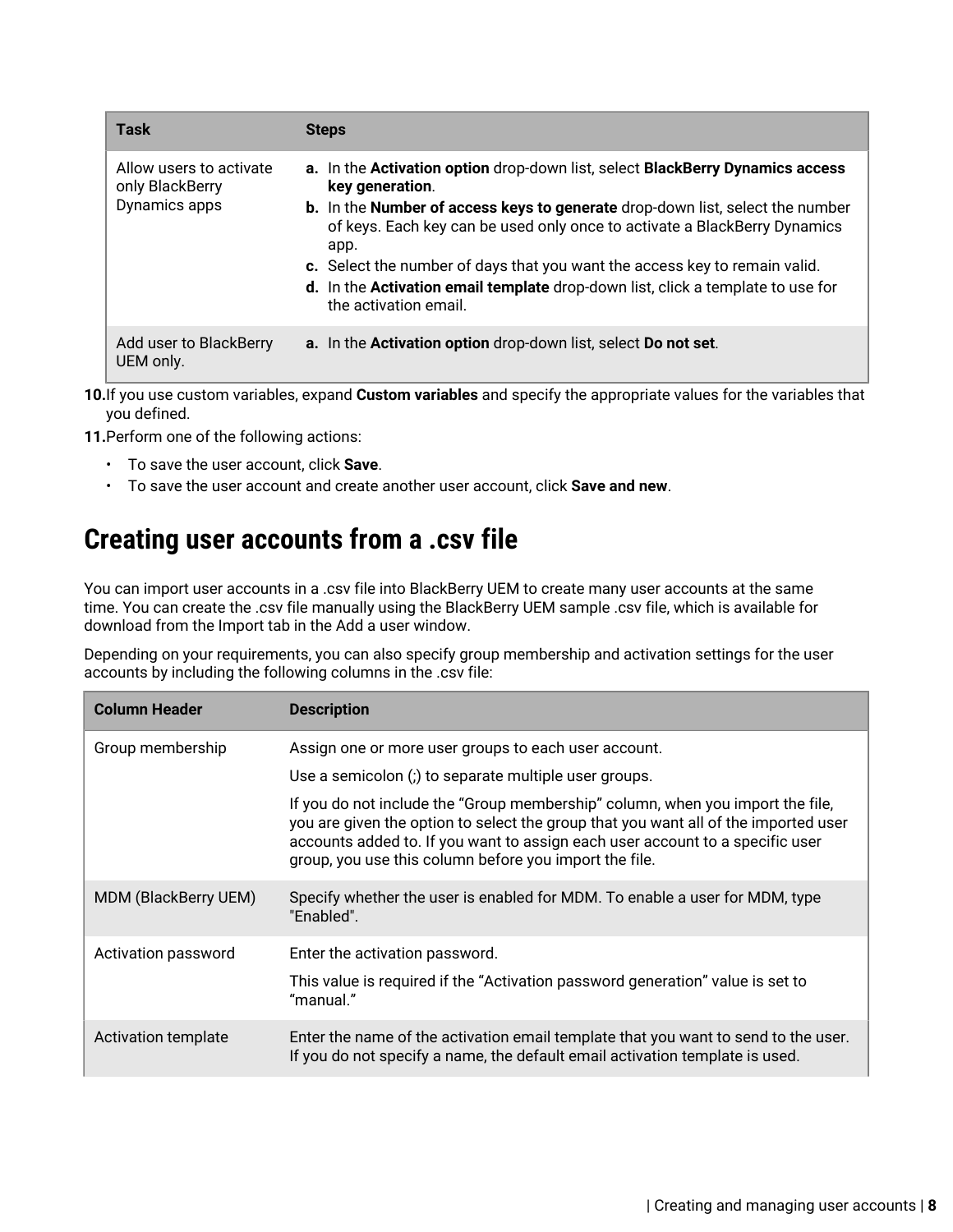| Task | Steps |
|---|---|
| Allow users to activate only BlackBerry Dynamics apps | **a.** In the **Activation option** drop-down list, select **BlackBerry Dynamics access key generation**.<br>**b.** In the **Number of access keys to generate** drop-down list, select the number of keys. Each key can be used only once to activate a BlackBerry Dynamics app.<br>**c.** Select the number of days that you want the access key to remain valid.<br>**d.** In the **Activation email template** drop-down list, click a template to use for the activation email. |
| Add user to BlackBerry UEM only. | **a.** In the **Activation option** drop-down list, select **Do not set**. |

10. If you use custom variables, expand **Custom variables** and specify the appropriate values for the variables that you defined.
11. Perform one of the following actions:
    - To save the user account, click **Save**.
    - To save the user account and create another user account, click **Save and new**.

## Creating user accounts from a .csv file

You can import user accounts in a .csv file into BlackBerry UEM to create many user accounts at the same time. You can create the .csv file manually using the BlackBerry UEM sample .csv file, which is available for download from the Import tab in the Add a user window.

Depending on your requirements, you can also specify group membership and activation settings for the user accounts by including the following columns in the .csv file:

| Column Header | Description |
|---|---|
| Group membership | Assign one or more user groups to each user account.<br><br>Use a semicolon (;) to separate multiple user groups.<br><br>If you do not include the “Group membership” column, when you import the file, you are given the option to select the group that you want all of the imported user accounts added to. If you want to assign each user account to a specific user group, you use this column before you import the file. |
| MDM (BlackBerry UEM) | Specify whether the user is enabled for MDM. To enable a user for MDM, type "Enabled". |
| Activation password | Enter the activation password.<br><br>This value is required if the “Activation password generation” value is set to “manual.” |
| Activation template | Enter the name of the activation email template that you want to send to the user. If you do not specify a name, the default email activation template is used. |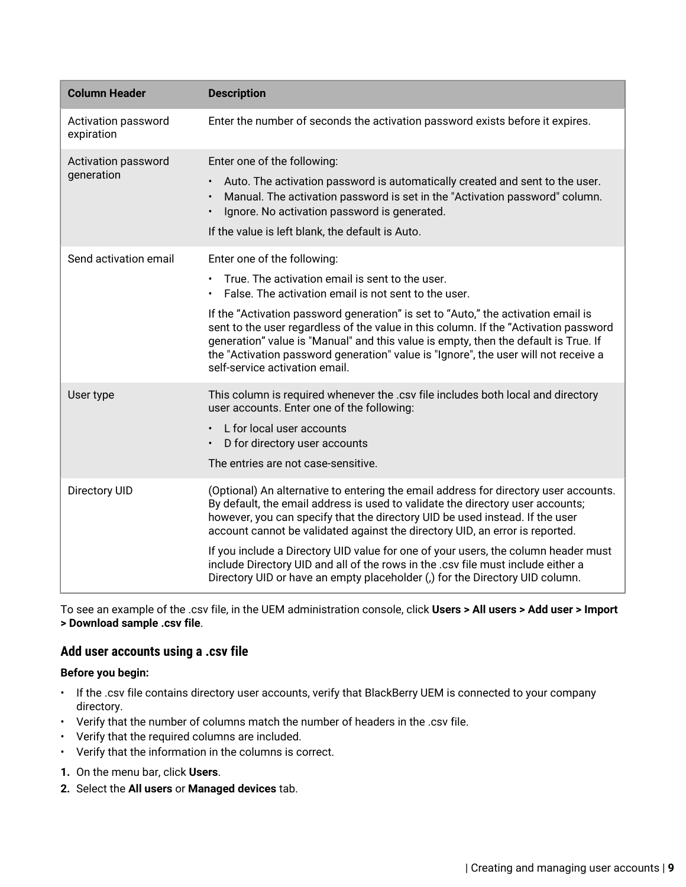| Column Header | Description |
| --- | --- |
| Activation password expiration | Enter the number of seconds the activation password exists before it expires. |
| Activation password generation | Enter one of the following:<br>• Auto. The activation password is automatically created and sent to the user.<br>• Manual. The activation password is set in the "Activation password" column.<br>• Ignore. No activation password is generated.<br>If the value is left blank, the default is Auto. |
| Send activation email | Enter one of the following:<br>• True. The activation email is sent to the user.<br>• False. The activation email is not sent to the user.<br>If the “Activation password generation” is set to “Auto,” the activation email is sent to the user regardless of the value in this column. If the “Activation password generation” value is "Manual" and this value is empty, then the default is True. If the "Activation password generation" value is "Ignore", the user will not receive a self-service activation email. |
| User type | This column is required whenever the .csv file includes both local and directory user accounts. Enter one of the following:<br>• L for local user accounts<br>• D for directory user accounts<br>The entries are not case-sensitive. |
| Directory UID | (Optional) An alternative to entering the email address for directory user accounts. By default, the email address is used to validate the directory user accounts; however, you can specify that the directory UID be used instead. If the user account cannot be validated against the directory UID, an error is reported.<br>If you include a Directory UID value for one of your users, the column header must include Directory UID and all of the rows in the .csv file must include either a Directory UID or have an empty placeholder (,) for the Directory UID column. |

To see an example of the .csv file, in the UEM administration console, click **Users > All users > Add user > Import > Download sample .csv file**.

### Add user accounts using a .csv file

**Before you begin:**

- If the .csv file contains directory user accounts, verify that BlackBerry UEM is connected to your company directory.
- Verify that the number of columns match the number of headers in the .csv file.
- Verify that the required columns are included.
- Verify that the information in the columns is correct.

1. On the menu bar, click **Users**.
2. Select the **All users** or **Managed devices** tab.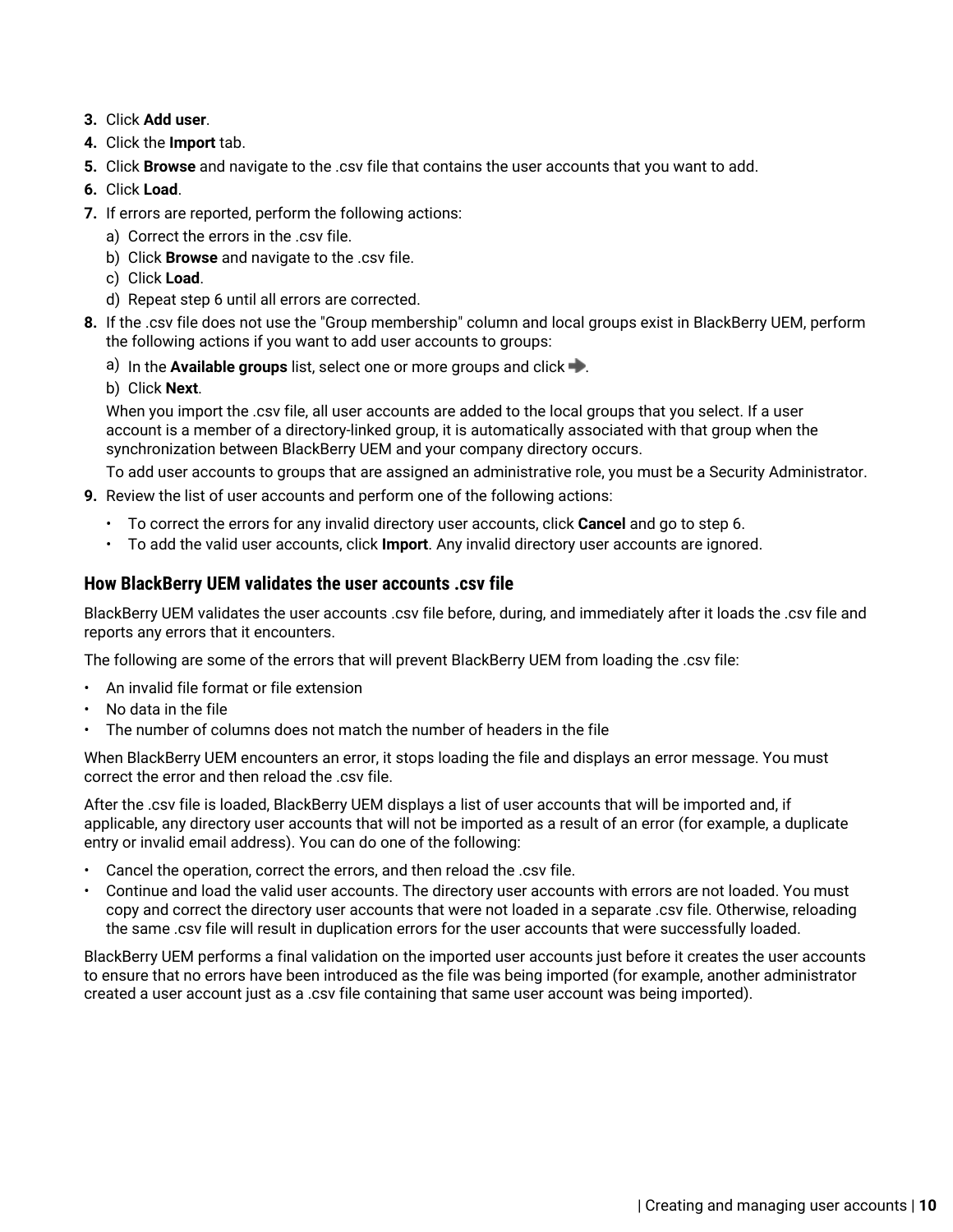3. Click **Add user**.
4. Click the **Import** tab.
5. Click **Browse** and navigate to the .csv file that contains the user accounts that you want to add.
6. Click **Load**.
7. If errors are reported, perform the following actions:
   a) Correct the errors in the .csv file.
   b) Click **Browse** and navigate to the .csv file.
   c) Click **Load**.
   d) Repeat step 6 until all errors are corrected.
8. If the .csv file does not use the "Group membership" column and local groups exist in BlackBerry UEM, perform the following actions if you want to add user accounts to groups:
   a) In the **Available groups** list, select one or more groups and click ➡.
   b) Click **Next**.

   When you import the .csv file, all user accounts are added to the local groups that you select. If a user account is a member of a directory-linked group, it is automatically associated with that group when the synchronization between BlackBerry UEM and your company directory occurs.

   To add user accounts to groups that are assigned an administrative role, you must be a Security Administrator.
9. Review the list of user accounts and perform one of the following actions:
   - To correct the errors for any invalid directory user accounts, click **Cancel** and go to step 6.
   - To add the valid user accounts, click **Import**. Any invalid directory user accounts are ignored.

### How BlackBerry UEM validates the user accounts .csv file

BlackBerry UEM validates the user accounts .csv file before, during, and immediately after it loads the .csv file and reports any errors that it encounters.

The following are some of the errors that will prevent BlackBerry UEM from loading the .csv file:

- An invalid file format or file extension
- No data in the file
- The number of columns does not match the number of headers in the file

When BlackBerry UEM encounters an error, it stops loading the file and displays an error message. You must correct the error and then reload the .csv file.

After the .csv file is loaded, BlackBerry UEM displays a list of user accounts that will be imported and, if applicable, any directory user accounts that will not be imported as a result of an error (for example, a duplicate entry or invalid email address). You can do one of the following:

- Cancel the operation, correct the errors, and then reload the .csv file.
- Continue and load the valid user accounts. The directory user accounts with errors are not loaded. You must copy and correct the directory user accounts that were not loaded in a separate .csv file. Otherwise, reloading the same .csv file will result in duplication errors for the user accounts that were successfully loaded.

BlackBerry UEM performs a final validation on the imported user accounts just before it creates the user accounts to ensure that no errors have been introduced as the file was being imported (for example, another administrator created a user account just as a .csv file containing that same user account was being imported).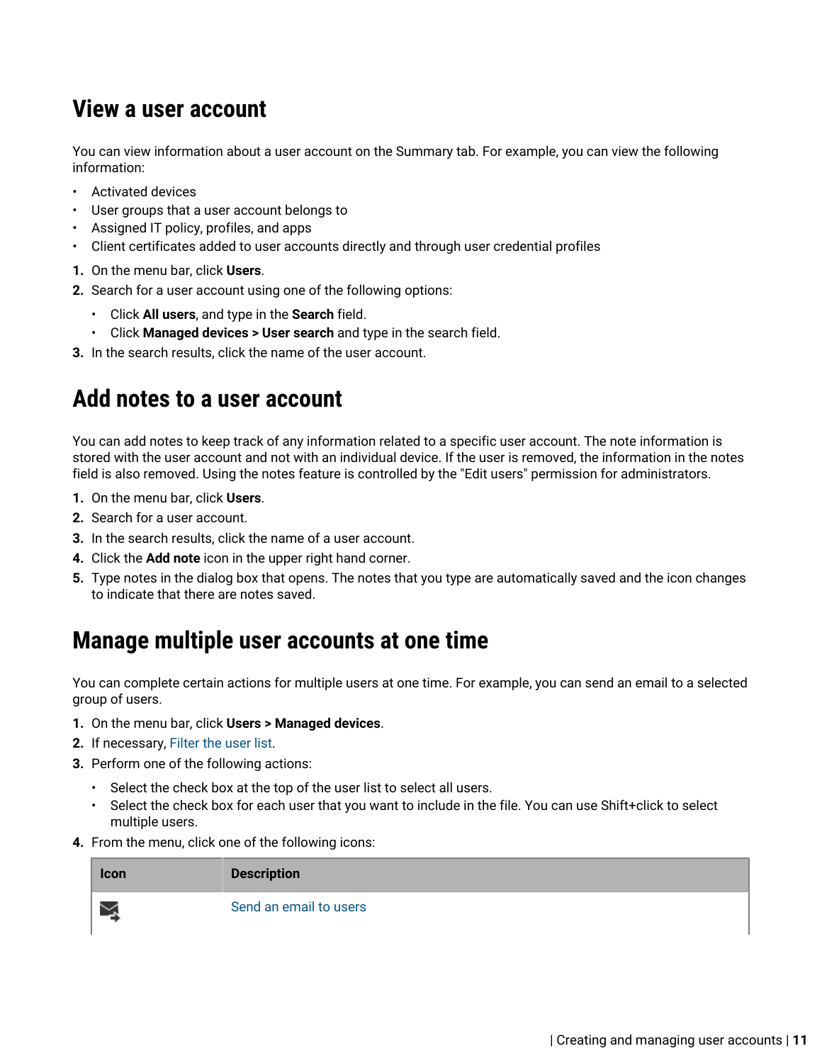## View a user account

You can view information about a user account on the Summary tab. For example, you can view the following information:

- Activated devices
- User groups that a user account belongs to
- Assigned IT policy, profiles, and apps
- Client certificates added to user accounts directly and through user credential profiles

1. On the menu bar, click **Users**.
2. Search for a user account using one of the following options:
   - Click **All users**, and type in the **Search** field.
   - Click **Managed devices > User search** and type in the search field.
3. In the search results, click the name of the user account.

## Add notes to a user account

You can add notes to keep track of any information related to a specific user account. The note information is stored with the user account and not with an individual device. If the user is removed, the information in the notes field is also removed. Using the notes feature is controlled by the "Edit users" permission for administrators.

1. On the menu bar, click **Users**.
2. Search for a user account.
3. In the search results, click the name of a user account.
4. Click the **Add note** icon in the upper right hand corner.
5. Type notes in the dialog box that opens. The notes that you type are automatically saved and the icon changes to indicate that there are notes saved.

## Manage multiple user accounts at one time

You can complete certain actions for multiple users at one time. For example, you can send an email to a selected group of users.

1. On the menu bar, click **Users > Managed devices**.
2. If necessary, Filter the user list.
3. Perform one of the following actions:
   - Select the check box at the top of the user list to select all users.
   - Select the check box for each user that you want to include in the file. You can use Shift+click to select multiple users.
4. From the menu, click one of the following icons:

| Icon | Description |
| --- | --- |
| | Send an email to users |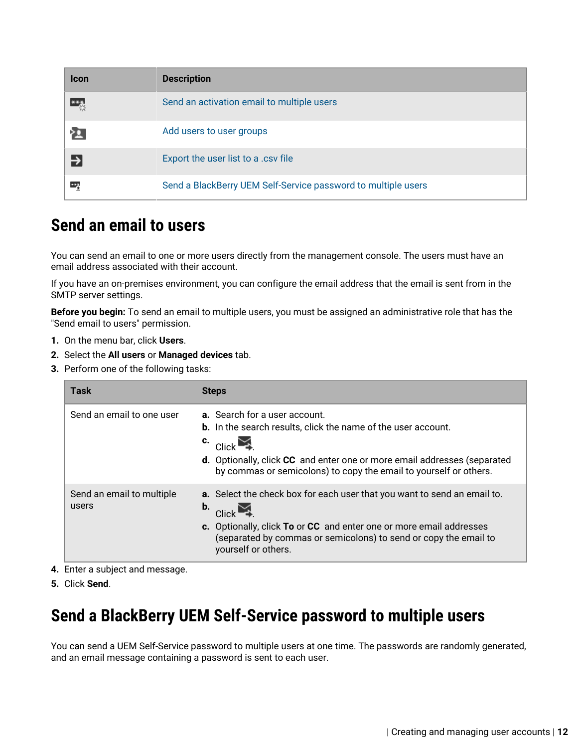| Icon | Description |
| --- | --- |
|  | Send an activation email to multiple users |
|  | Add users to user groups |
|  | Export the user list to a .csv file |
|  | Send a BlackBerry UEM Self-Service password to multiple users |

# Send an email to users

You can send an email to one or more users directly from the management console. The users must have an email address associated with their account.

If you have an on-premises environment, you can configure the email address that the email is sent from in the SMTP server settings.

**Before you begin:** To send an email to multiple users, you must be assigned an administrative role that has the "Send email to users" permission.

1. On the menu bar, click **Users**.
2. Select the **All users** or **Managed devices** tab.
3. Perform one of the following tasks:

| Task | Steps |
| --- | --- |
| Send an email to one user | **a.** Search for a user account.<br>**b.** In the search results, click the name of the user account.<br>**c.** Click .<br>**d.** Optionally, click **CC** and enter one or more email addresses (separated by commas or semicolons) to copy the email to yourself or others. |
| Send an email to multiple users | **a.** Select the check box for each user that you want to send an email to.<br>**b.** Click .<br>**c.** Optionally, click **To** or **CC** and enter one or more email addresses (separated by commas or semicolons) to send or copy the email to yourself or others. |

4. Enter a subject and message.
5. Click **Send**.

# Send a BlackBerry UEM Self-Service password to multiple users

You can send a UEM Self-Service password to multiple users at one time. The passwords are randomly generated, and an email message containing a password is sent to each user.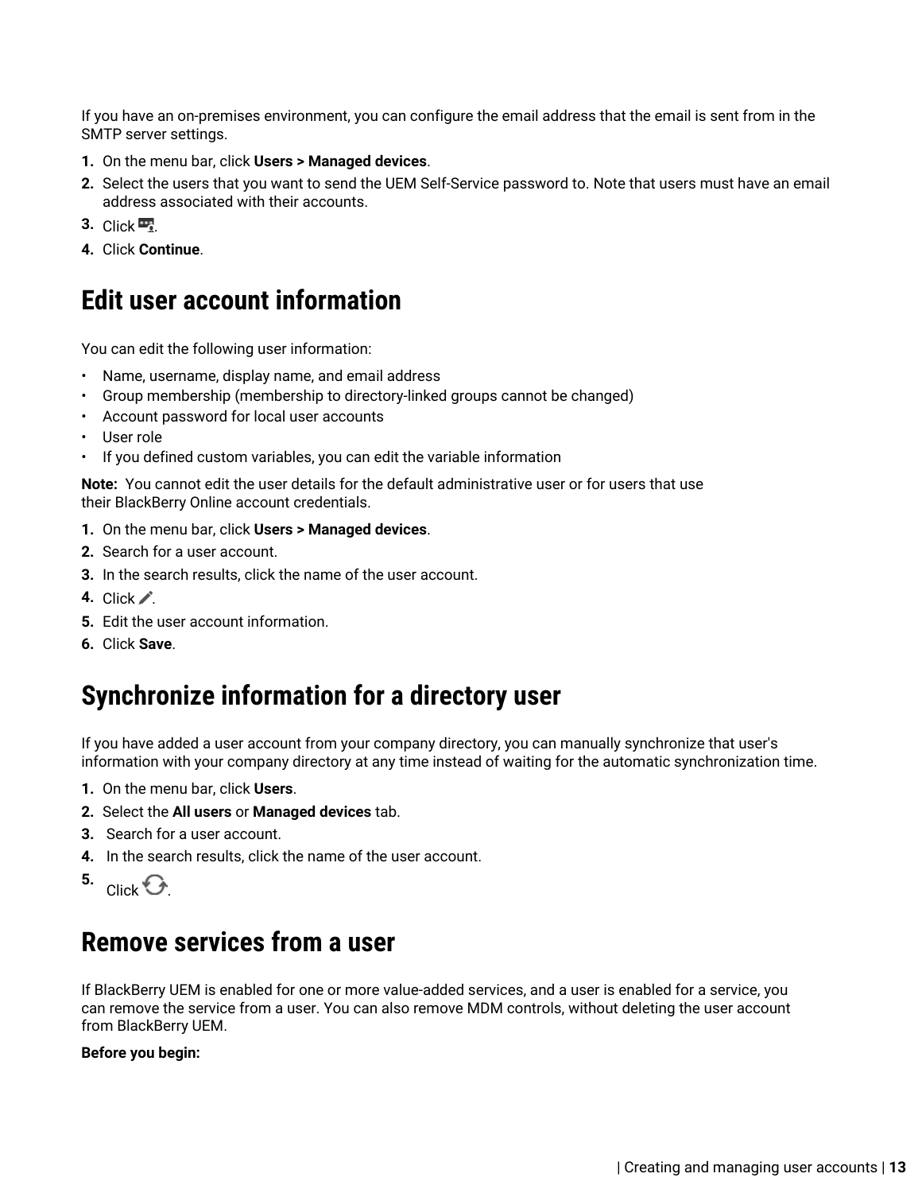If you have an on-premises environment, you can configure the email address that the email is sent from in the SMTP server settings.

1. On the menu bar, click **Users > Managed devices**.
2. Select the users that you want to send the UEM Self-Service password to. Note that users must have an email address associated with their accounts.
3. Click .
4. Click **Continue**.

## Edit user account information

You can edit the following user information:

- Name, username, display name, and email address
- Group membership (membership to directory-linked groups cannot be changed)
- Account password for local user accounts
- User role
- If you defined custom variables, you can edit the variable information

**Note:** You cannot edit the user details for the default administrative user or for users that use their BlackBerry Online account credentials.

1. On the menu bar, click **Users > Managed devices**.
2. Search for a user account.
3. In the search results, click the name of the user account.
4. Click .
5. Edit the user account information.
6. Click **Save**.

## Synchronize information for a directory user

If you have added a user account from your company directory, you can manually synchronize that user's information with your company directory at any time instead of waiting for the automatic synchronization time.

1. On the menu bar, click **Users**.
2. Select the **All users** or **Managed devices** tab.
3. Search for a user account.
4. In the search results, click the name of the user account.
5. Click .

## Remove services from a user

If BlackBerry UEM is enabled for one or more value-added services, and a user is enabled for a service, you can remove the service from a user. You can also remove MDM controls, without deleting the user account from BlackBerry UEM.

**Before you begin:**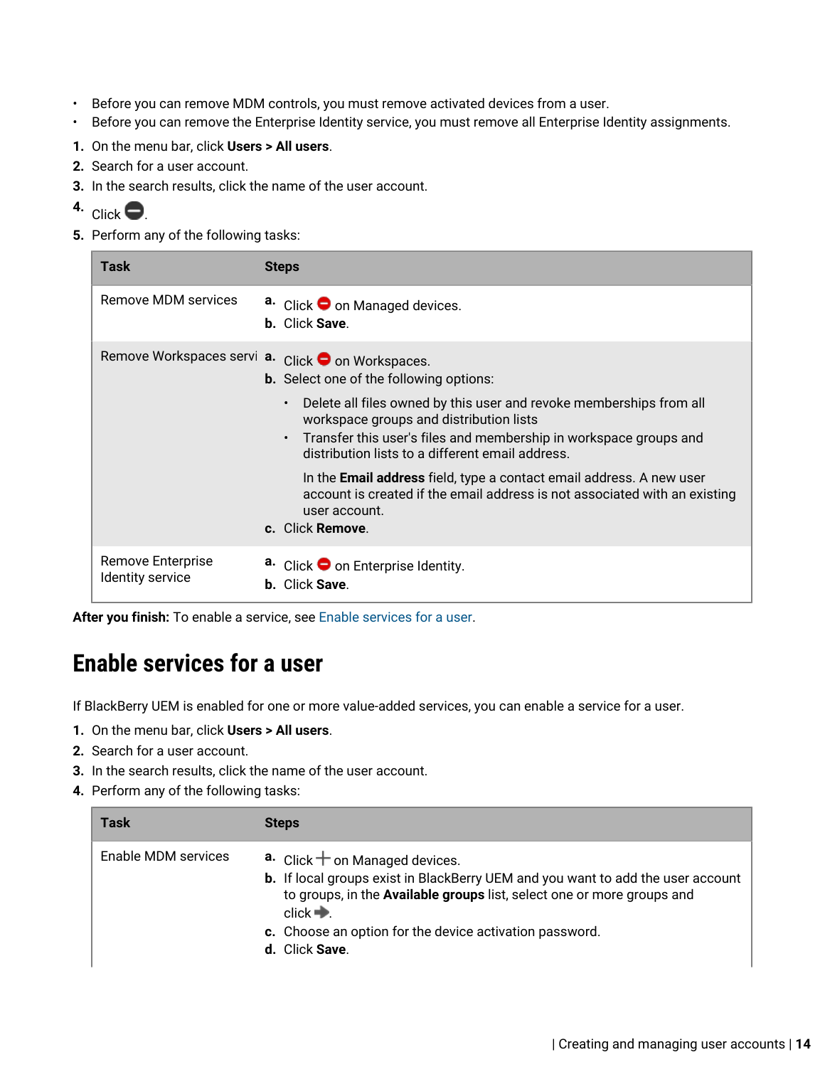- Before you can remove MDM controls, you must remove activated devices from a user.
- Before you can remove the Enterprise Identity service, you must remove all Enterprise Identity assignments.

1. On the menu bar, click **Users > All users**.
2. Search for a user account.
3. In the search results, click the name of the user account.
4. Click ⊖.
5. Perform any of the following tasks:

| Task | Steps |
| --- | --- |
| Remove MDM services | **a.** Click ⊖ on Managed devices.<br>**b.** Click **Save**. |
| Remove Workspaces servi | **a.** Click ⊖ on Workspaces.<br>**b.** Select one of the following options:<br>• Delete all files owned by this user and revoke memberships from all workspace groups and distribution lists<br>• Transfer this user's files and membership in workspace groups and distribution lists to a different email address.<br>In the **Email address** field, type a contact email address. A new user account is created if the email address is not associated with an existing user account.<br>**c.** Click **Remove**. |
| Remove Enterprise Identity service | **a.** Click ⊖ on Enterprise Identity.<br>**b.** Click **Save**. |

**After you finish:** To enable a service, see Enable services for a user.

# Enable services for a user

If BlackBerry UEM is enabled for one or more value-added services, you can enable a service for a user.

1. On the menu bar, click **Users > All users**.
2. Search for a user account.
3. In the search results, click the name of the user account.
4. Perform any of the following tasks:

| Task | Steps |
| --- | --- |
| Enable MDM services | **a.** Click + on Managed devices.<br>**b.** If local groups exist in BlackBerry UEM and you want to add the user account to groups, in the **Available groups** list, select one or more groups and click ➡.<br>**c.** Choose an option for the device activation password.<br>**d.** Click **Save**. |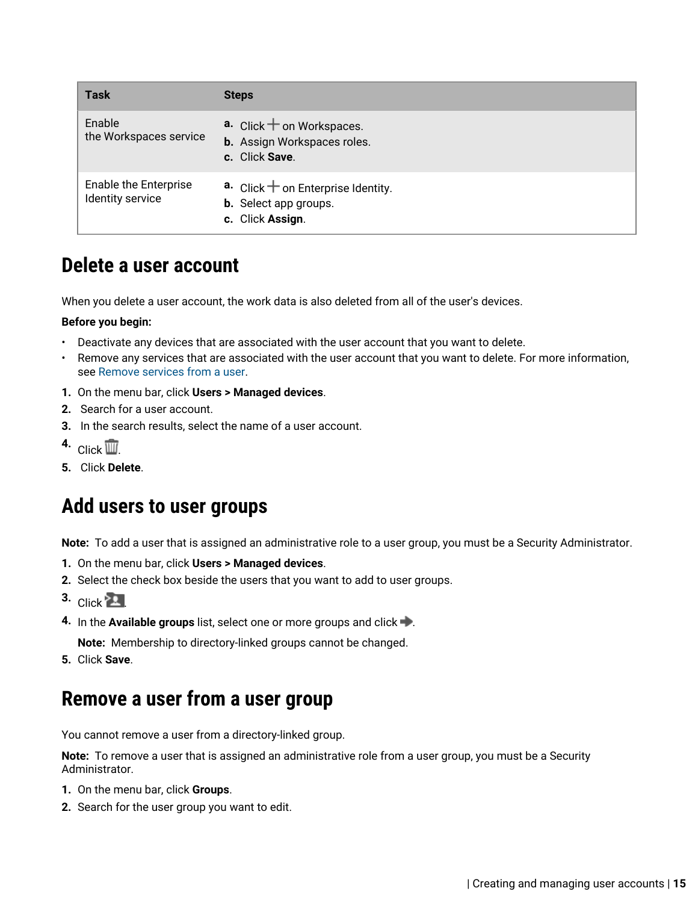| Task | Steps |
| --- | --- |
| Enable the Workspaces service | a. Click + on Workspaces.<br>b. Assign Workspaces roles.<br>c. Click **Save**. |
| Enable the Enterprise Identity service | a. Click + on Enterprise Identity.<br>b. Select app groups.<br>c. Click **Assign**. |

## Delete a user account

When you delete a user account, the work data is also deleted from all of the user's devices.

**Before you begin:**

- Deactivate any devices that are associated with the user account that you want to delete.
- Remove any services that are associated with the user account that you want to delete. For more information, see Remove services from a user.

1. On the menu bar, click **Users > Managed devices**.
2. Search for a user account.
3. In the search results, select the name of a user account.
4. Click the delete icon.
5. Click **Delete**.

## Add users to user groups

**Note:** To add a user that is assigned an administrative role to a user group, you must be a Security Administrator.

1. On the menu bar, click **Users > Managed devices**.
2. Select the check box beside the users that you want to add to user groups.
3. Click the add to group icon.
4. In the **Available groups** list, select one or more groups and click the right arrow icon.

   **Note:** Membership to directory-linked groups cannot be changed.
5. Click **Save**.

## Remove a user from a user group

You cannot remove a user from a directory-linked group.

**Note:** To remove a user that is assigned an administrative role from a user group, you must be a Security Administrator.

1. On the menu bar, click **Groups**.
2. Search for the user group you want to edit.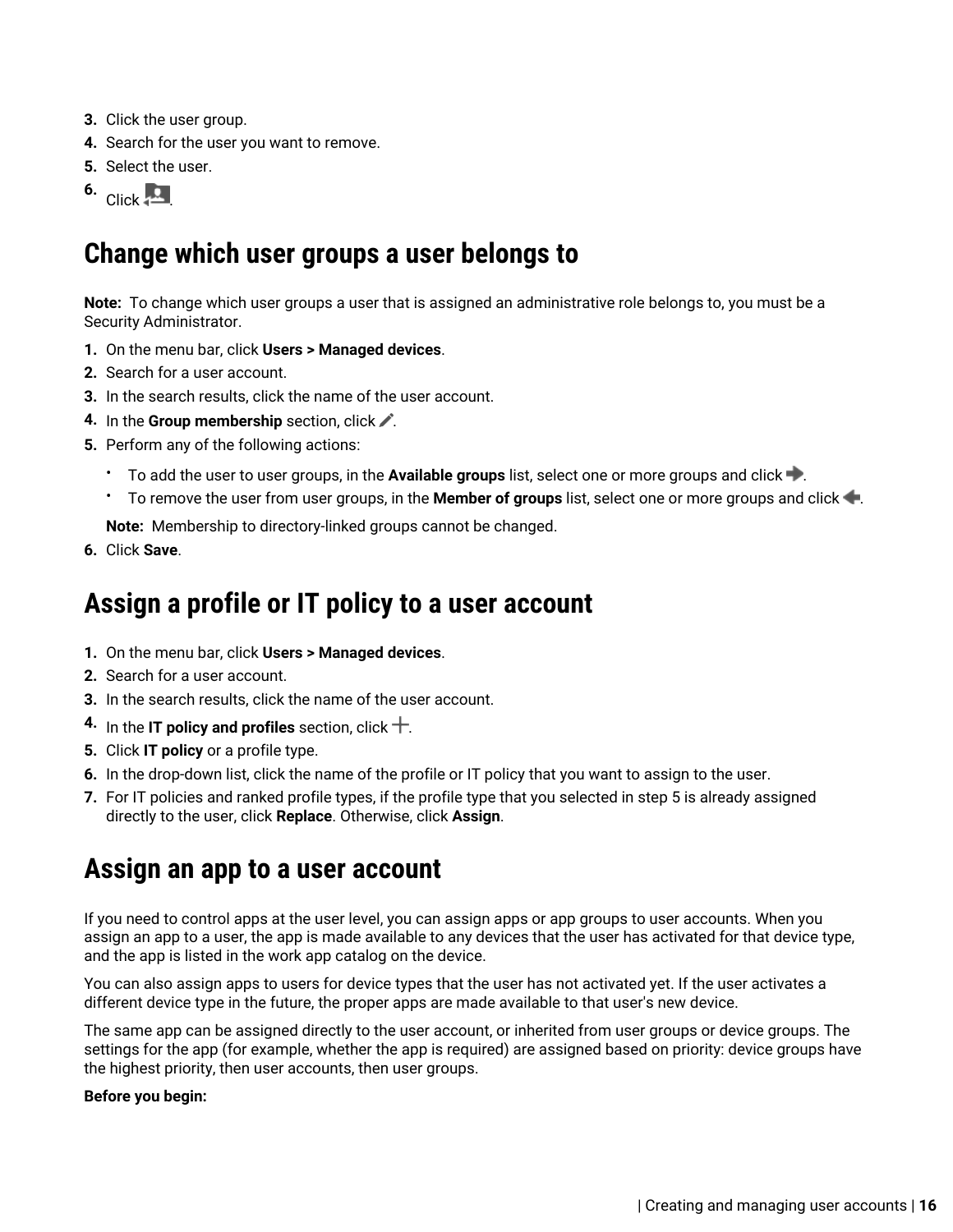3. Click the user group.
4. Search for the user you want to remove.
5. Select the user.
6. Click .

## Change which user groups a user belongs to

**Note:** To change which user groups a user that is assigned an administrative role belongs to, you must be a Security Administrator.

1. On the menu bar, click **Users > Managed devices**.
2. Search for a user account.
3. In the search results, click the name of the user account.
4. In the **Group membership** section, click .
5. Perform any of the following actions:
   - To add the user to user groups, in the **Available groups** list, select one or more groups and click .
   - To remove the user from user groups, in the **Member of groups** list, select one or more groups and click .

   **Note:** Membership to directory-linked groups cannot be changed.
6. Click **Save**.

## Assign a profile or IT policy to a user account

1. On the menu bar, click **Users > Managed devices**.
2. Search for a user account.
3. In the search results, click the name of the user account.
4. In the **IT policy and profiles** section, click +.
5. Click **IT policy** or a profile type.
6. In the drop-down list, click the name of the profile or IT policy that you want to assign to the user.
7. For IT policies and ranked profile types, if the profile type that you selected in step 5 is already assigned directly to the user, click **Replace**. Otherwise, click **Assign**.

## Assign an app to a user account

If you need to control apps at the user level, you can assign apps or app groups to user accounts. When you assign an app to a user, the app is made available to any devices that the user has activated for that device type, and the app is listed in the work app catalog on the device.

You can also assign apps to users for device types that the user has not activated yet. If the user activates a different device type in the future, the proper apps are made available to that user's new device.

The same app can be assigned directly to the user account, or inherited from user groups or device groups. The settings for the app (for example, whether the app is required) are assigned based on priority: device groups have the highest priority, then user accounts, then user groups.

**Before you begin:**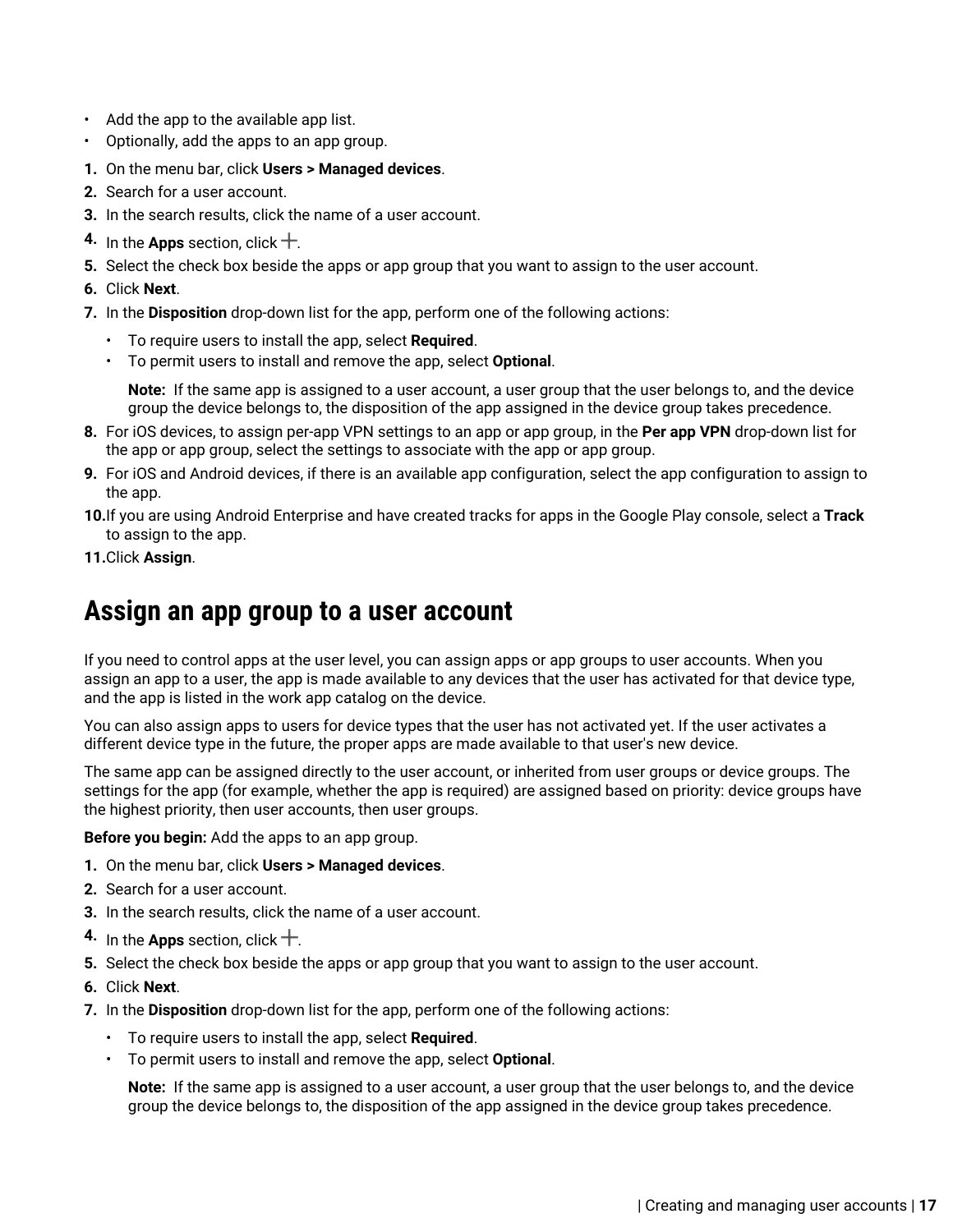- Add the app to the available app list.
- Optionally, add the apps to an app group.

1. On the menu bar, click **Users > Managed devices**.
2. Search for a user account.
3. In the search results, click the name of a user account.
4. In the **Apps** section, click +.
5. Select the check box beside the apps or app group that you want to assign to the user account.
6. Click **Next**.
7. In the **Disposition** drop-down list for the app, perform one of the following actions:
   - To require users to install the app, select **Required**.
   - To permit users to install and remove the app, select **Optional**.

   **Note:** If the same app is assigned to a user account, a user group that the user belongs to, and the device group the device belongs to, the disposition of the app assigned in the device group takes precedence.
8. For iOS devices, to assign per-app VPN settings to an app or app group, in the **Per app VPN** drop-down list for the app or app group, select the settings to associate with the app or app group.
9. For iOS and Android devices, if there is an available app configuration, select the app configuration to assign to the app.
10. If you are using Android Enterprise and have created tracks for apps in the Google Play console, select a **Track** to assign to the app.
11. Click **Assign**.

## Assign an app group to a user account

If you need to control apps at the user level, you can assign apps or app groups to user accounts. When you assign an app to a user, the app is made available to any devices that the user has activated for that device type, and the app is listed in the work app catalog on the device.

You can also assign apps to users for device types that the user has not activated yet. If the user activates a different device type in the future, the proper apps are made available to that user's new device.

The same app can be assigned directly to the user account, or inherited from user groups or device groups. The settings for the app (for example, whether the app is required) are assigned based on priority: device groups have the highest priority, then user accounts, then user groups.

**Before you begin:** Add the apps to an app group.

1. On the menu bar, click **Users > Managed devices**.
2. Search for a user account.
3. In the search results, click the name of a user account.
4. In the **Apps** section, click +.
5. Select the check box beside the apps or app group that you want to assign to the user account.
6. Click **Next**.
7. In the **Disposition** drop-down list for the app, perform one of the following actions:
   - To require users to install the app, select **Required**.
   - To permit users to install and remove the app, select **Optional**.

   **Note:** If the same app is assigned to a user account, a user group that the user belongs to, and the device group the device belongs to, the disposition of the app assigned in the device group takes precedence.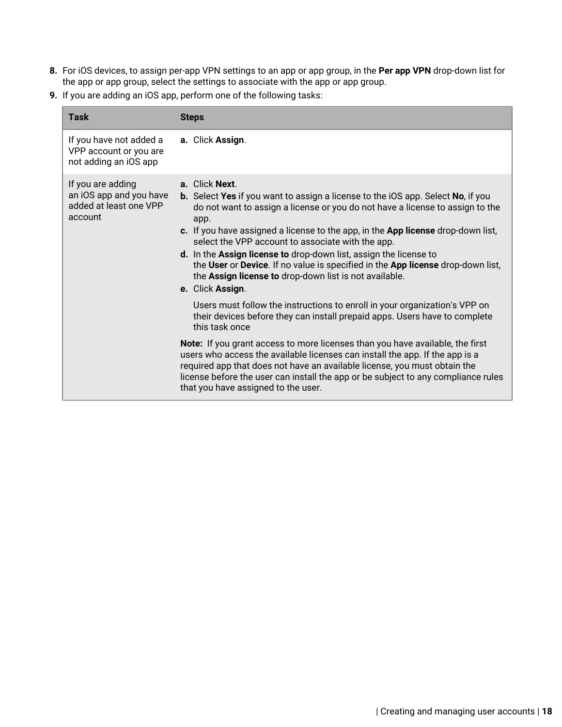8. For iOS devices, to assign per-app VPN settings to an app or app group, in the **Per app VPN** drop-down list for the app or app group, select the settings to associate with the app or app group.
9. If you are adding an iOS app, perform one of the following tasks:

| Task | Steps |
| --- | --- |
| If you have not added a VPP account or you are not adding an iOS app | **a.** Click **Assign**. |
| If you are adding an iOS app and you have added at least one VPP account | **a.** Click **Next**.<br>**b.** Select **Yes** if you want to assign a license to the iOS app. Select **No**, if you do not want to assign a license or you do not have a license to assign to the app.<br>**c.** If you have assigned a license to the app, in the **App license** drop-down list, select the VPP account to associate with the app.<br>**d.** In the **Assign license to** drop-down list, assign the license to the **User** or **Device**. If no value is specified in the **App license** drop-down list, the **Assign license to** drop-down list is not available.<br>**e.** Click **Assign**.<br><br>Users must follow the instructions to enroll in your organization's VPP on their devices before they can install prepaid apps. Users have to complete this task once<br><br>**Note:** If you grant access to more licenses than you have available, the first users who access the available licenses can install the app. If the app is a required app that does not have an available license, you must obtain the license before the user can install the app or be subject to any compliance rules that you have assigned to the user. |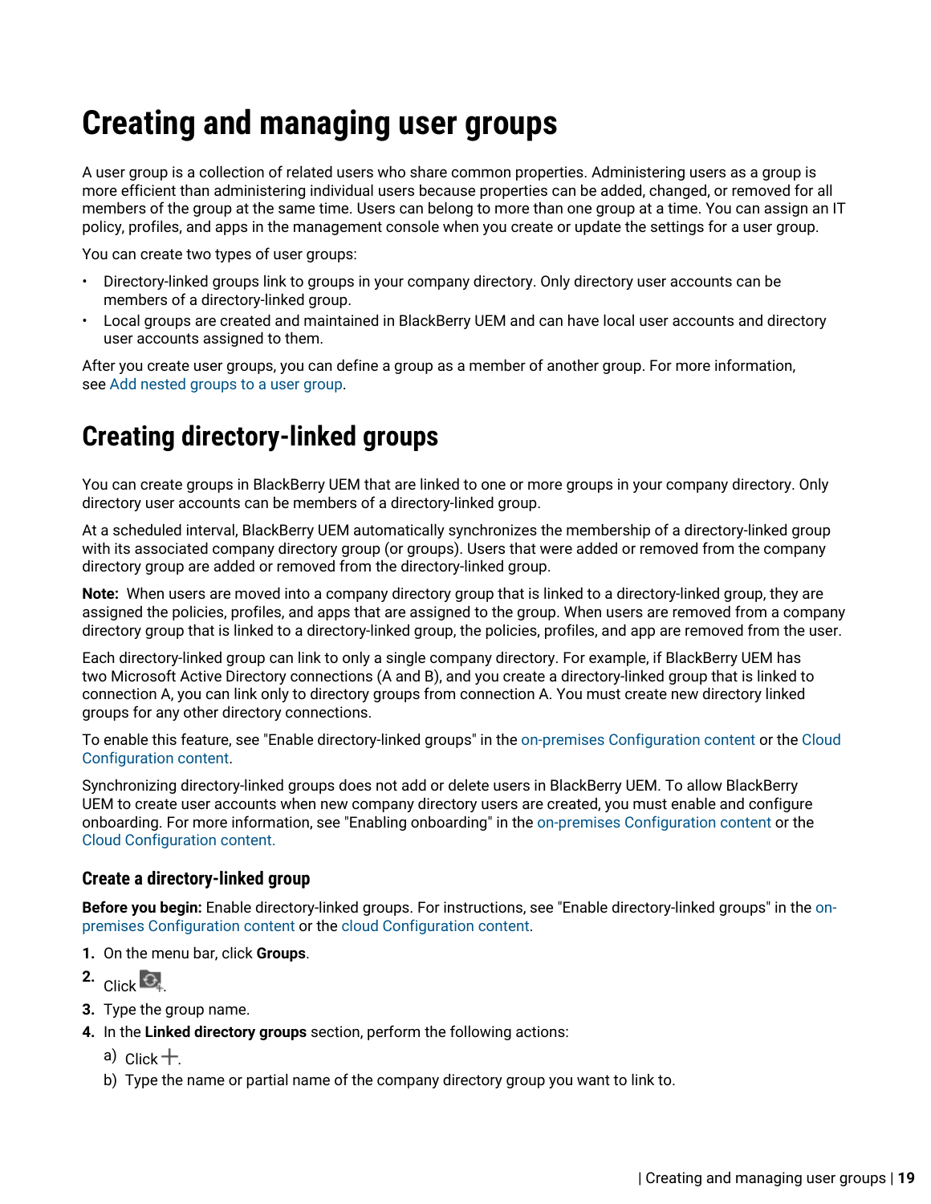# Creating and managing user groups

A user group is a collection of related users who share common properties. Administering users as a group is more efficient than administering individual users because properties can be added, changed, or removed for all members of the group at the same time. Users can belong to more than one group at a time. You can assign an IT policy, profiles, and apps in the management console when you create or update the settings for a user group.

You can create two types of user groups:

- Directory-linked groups link to groups in your company directory. Only directory user accounts can be members of a directory-linked group.
- Local groups are created and maintained in BlackBerry UEM and can have local user accounts and directory user accounts assigned to them.

After you create user groups, you can define a group as a member of another group. For more information, see Add nested groups to a user group.

## Creating directory-linked groups

You can create groups in BlackBerry UEM that are linked to one or more groups in your company directory. Only directory user accounts can be members of a directory-linked group.

At a scheduled interval, BlackBerry UEM automatically synchronizes the membership of a directory-linked group with its associated company directory group (or groups). Users that were added or removed from the company directory group are added or removed from the directory-linked group.

**Note:** When users are moved into a company directory group that is linked to a directory-linked group, they are assigned the policies, profiles, and apps that are assigned to the group. When users are removed from a company directory group that is linked to a directory-linked group, the policies, profiles, and app are removed from the user.

Each directory-linked group can link to only a single company directory. For example, if BlackBerry UEM has two Microsoft Active Directory connections (A and B), and you create a directory-linked group that is linked to connection A, you can link only to directory groups from connection A. You must create new directory linked groups for any other directory connections.

To enable this feature, see "Enable directory-linked groups" in the on-premises Configuration content or the Cloud Configuration content.

Synchronizing directory-linked groups does not add or delete users in BlackBerry UEM. To allow BlackBerry UEM to create user accounts when new company directory users are created, you must enable and configure onboarding. For more information, see "Enabling onboarding" in the on-premises Configuration content or the Cloud Configuration content.

### Create a directory-linked group

**Before you begin:** Enable directory-linked groups. For instructions, see "Enable directory-linked groups" in the on-premises Configuration content or the cloud Configuration content.

1. On the menu bar, click **Groups**.
2. Click .
3. Type the group name.
4. In the **Linked directory groups** section, perform the following actions:
   a) Click +.
   b) Type the name or partial name of the company directory group you want to link to.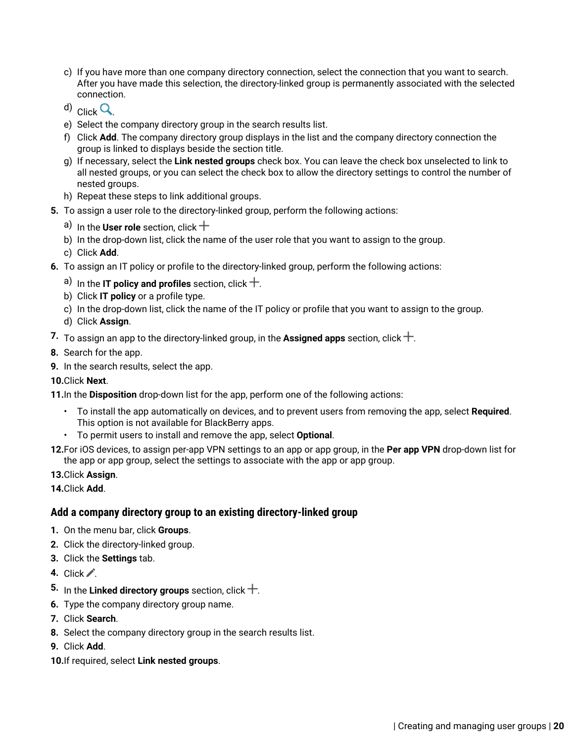c) If you have more than one company directory connection, select the connection that you want to search. After you have made this selection, the directory-linked group is permanently associated with the selected connection.
d) Click 🔍.
e) Select the company directory group in the search results list.
f) Click **Add**. The company directory group displays in the list and the company directory connection the group is linked to displays beside the section title.
g) If necessary, select the **Link nested groups** check box. You can leave the check box unselected to link to all nested groups, or you can select the check box to allow the directory settings to control the number of nested groups.
h) Repeat these steps to link additional groups.

5. To assign a user role to the directory-linked group, perform the following actions:
   a) In the **User role** section, click +
   b) In the drop-down list, click the name of the user role that you want to assign to the group.
   c) Click **Add**.
6. To assign an IT policy or profile to the directory-linked group, perform the following actions:
   a) In the **IT policy and profiles** section, click +.
   b) Click **IT policy** or a profile type.
   c) In the drop-down list, click the name of the IT policy or profile that you want to assign to the group.
   d) Click **Assign**.
7. To assign an app to the directory-linked group, in the **Assigned apps** section, click +.
8. Search for the app.
9. In the search results, select the app.
10. Click **Next**.
11. In the **Disposition** drop-down list for the app, perform one of the following actions:
    - To install the app automatically on devices, and to prevent users from removing the app, select **Required**. This option is not available for BlackBerry apps.
    - To permit users to install and remove the app, select **Optional**.
12. For iOS devices, to assign per-app VPN settings to an app or app group, in the **Per app VPN** drop-down list for the app or app group, select the settings to associate with the app or app group.
13. Click **Assign**.
14. Click **Add**.

## Add a company directory group to an existing directory-linked group

1. On the menu bar, click **Groups**.
2. Click the directory-linked group.
3. Click the **Settings** tab.
4. Click ✎.
5. In the **Linked directory groups** section, click +.
6. Type the company directory group name.
7. Click **Search**.
8. Select the company directory group in the search results list.
9. Click **Add**.
10. If required, select **Link nested groups**.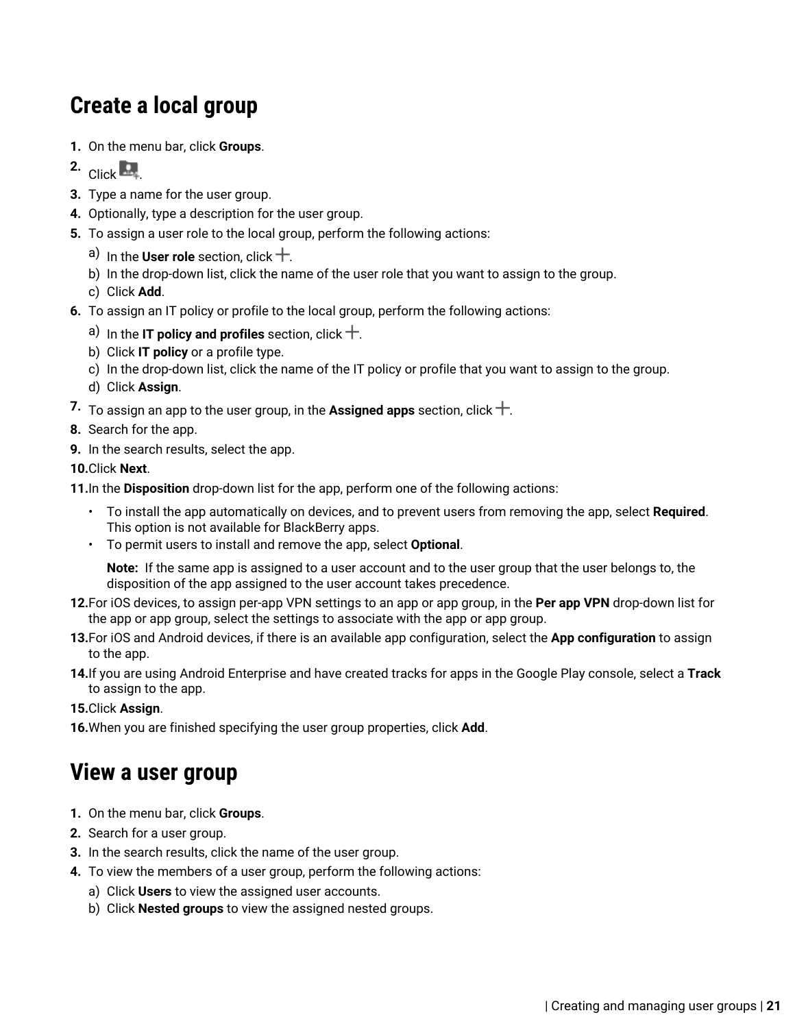# Create a local group

1. On the menu bar, click **Groups**.
2. Click .
3. Type a name for the user group.
4. Optionally, type a description for the user group.
5. To assign a user role to the local group, perform the following actions:
   a) In the **User role** section, click +.
   b) In the drop-down list, click the name of the user role that you want to assign to the group.
   c) Click **Add**.
6. To assign an IT policy or profile to the local group, perform the following actions:
   a) In the **IT policy and profiles** section, click +.
   b) Click **IT policy** or a profile type.
   c) In the drop-down list, click the name of the IT policy or profile that you want to assign to the group.
   d) Click **Assign**.
7. To assign an app to the user group, in the **Assigned apps** section, click +.
8. Search for the app.
9. In the search results, select the app.
10. Click **Next**.
11. In the **Disposition** drop-down list for the app, perform one of the following actions:
    - To install the app automatically on devices, and to prevent users from removing the app, select **Required**. This option is not available for BlackBerry apps.
    - To permit users to install and remove the app, select **Optional**.

    **Note:** If the same app is assigned to a user account and to the user group that the user belongs to, the disposition of the app assigned to the user account takes precedence.
12. For iOS devices, to assign per-app VPN settings to an app or app group, in the **Per app VPN** drop-down list for the app or app group, select the settings to associate with the app or app group.
13. For iOS and Android devices, if there is an available app configuration, select the **App configuration** to assign to the app.
14. If you are using Android Enterprise and have created tracks for apps in the Google Play console, select a **Track** to assign to the app.
15. Click **Assign**.
16. When you are finished specifying the user group properties, click **Add**.

# View a user group

1. On the menu bar, click **Groups**.
2. Search for a user group.
3. In the search results, click the name of the user group.
4. To view the members of a user group, perform the following actions:
   a) Click **Users** to view the assigned user accounts.
   b) Click **Nested groups** to view the assigned nested groups.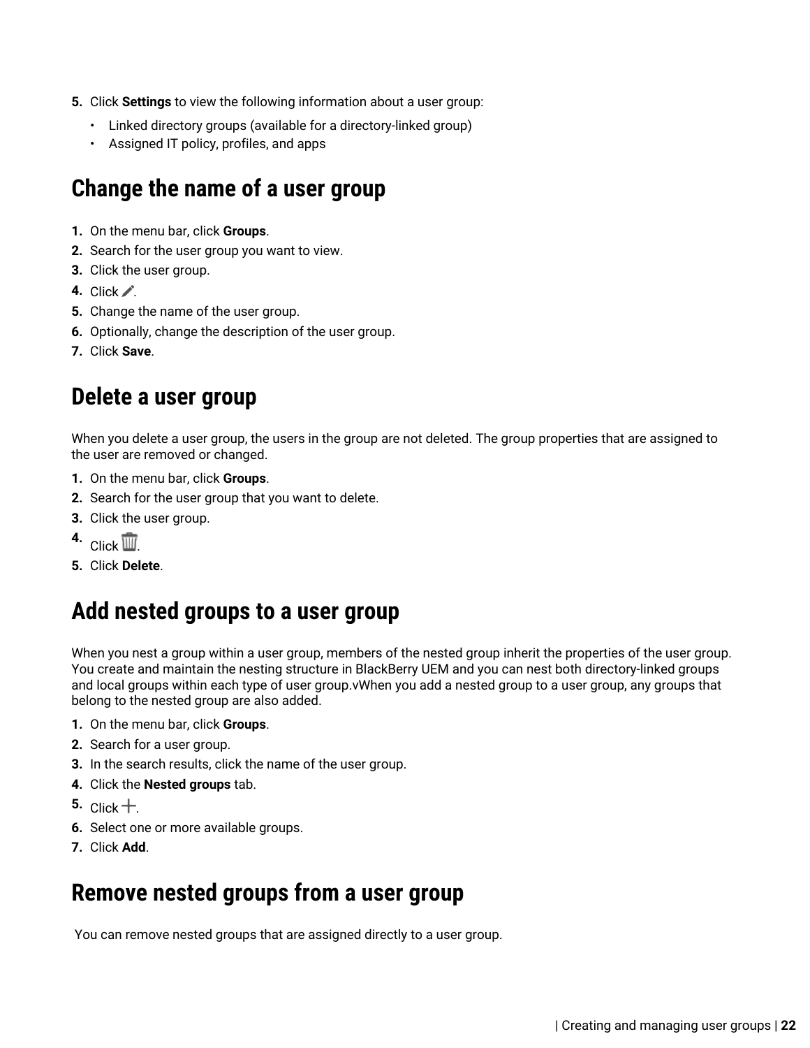5. Click **Settings** to view the following information about a user group:
    - Linked directory groups (available for a directory-linked group)
    - Assigned IT policy, profiles, and apps

## Change the name of a user group

1. On the menu bar, click **Groups**.
2. Search for the user group you want to view.
3. Click the user group.
4. Click ✏.
5. Change the name of the user group.
6. Optionally, change the description of the user group.
7. Click **Save**.

## Delete a user group

When you delete a user group, the users in the group are not deleted. The group properties that are assigned to the user are removed or changed.

1. On the menu bar, click **Groups**.
2. Search for the user group that you want to delete.
3. Click the user group.
4. Click 🗑.
5. Click **Delete**.

## Add nested groups to a user group

When you nest a group within a user group, members of the nested group inherit the properties of the user group. You create and maintain the nesting structure in BlackBerry UEM and you can nest both directory-linked groups and local groups within each type of user group.vWhen you add a nested group to a user group, any groups that belong to the nested group are also added.

1. On the menu bar, click **Groups**.
2. Search for a user group.
3. In the search results, click the name of the user group.
4. Click the **Nested groups** tab.
5. Click +.
6. Select one or more available groups.
7. Click **Add**.

## Remove nested groups from a user group

You can remove nested groups that are assigned directly to a user group.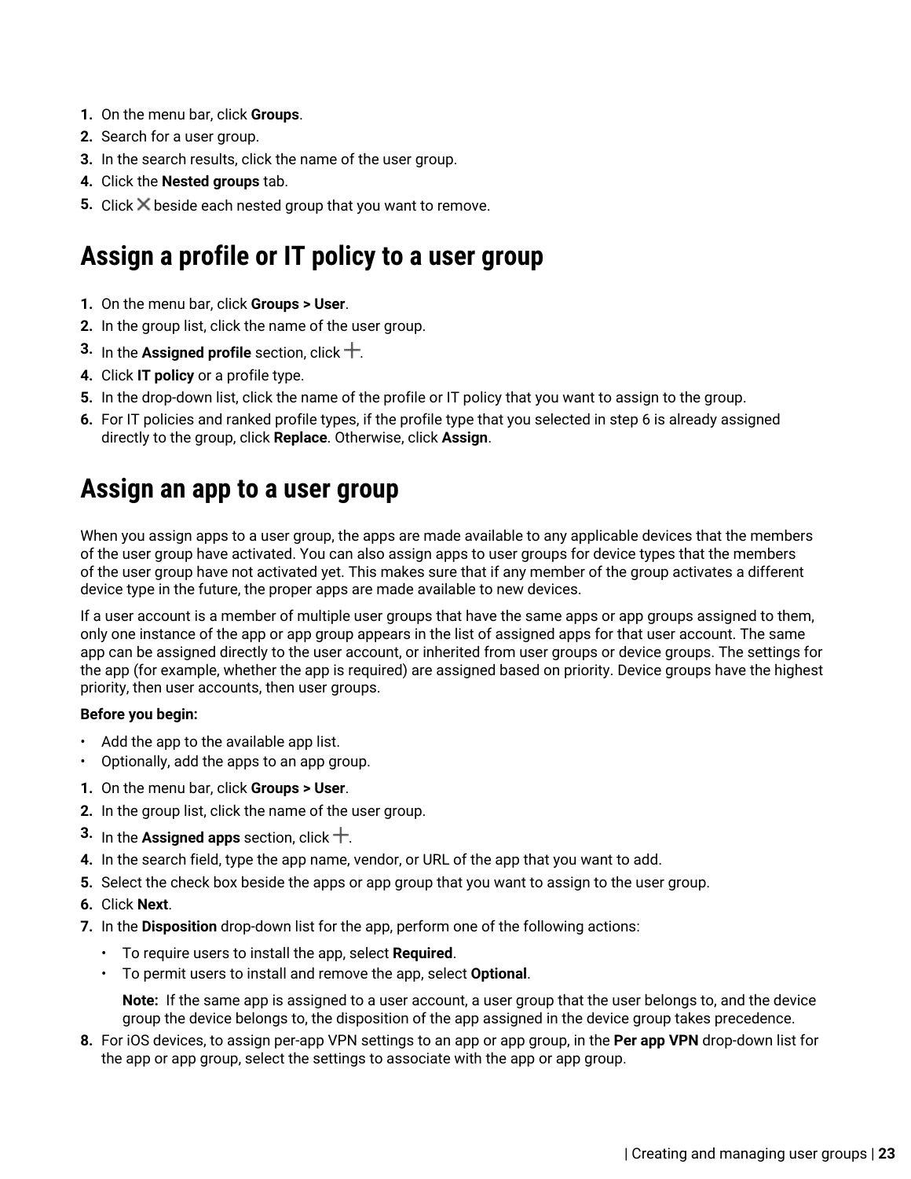1. On the menu bar, click **Groups**.
2. Search for a user group.
3. In the search results, click the name of the user group.
4. Click the **Nested groups** tab.
5. Click ✕ beside each nested group that you want to remove.

## Assign a profile or IT policy to a user group

1. On the menu bar, click **Groups > User**.
2. In the group list, click the name of the user group.
3. In the **Assigned profile** section, click +.
4. Click **IT policy** or a profile type.
5. In the drop-down list, click the name of the profile or IT policy that you want to assign to the group.
6. For IT policies and ranked profile types, if the profile type that you selected in step 6 is already assigned directly to the group, click **Replace**. Otherwise, click **Assign**.

## Assign an app to a user group

When you assign apps to a user group, the apps are made available to any applicable devices that the members of the user group have activated. You can also assign apps to user groups for device types that the members of the user group have not activated yet. This makes sure that if any member of the group activates a different device type in the future, the proper apps are made available to new devices.

If a user account is a member of multiple user groups that have the same apps or app groups assigned to them, only one instance of the app or app group appears in the list of assigned apps for that user account. The same app can be assigned directly to the user account, or inherited from user groups or device groups. The settings for the app (for example, whether the app is required) are assigned based on priority. Device groups have the highest priority, then user accounts, then user groups.

**Before you begin:**

- Add the app to the available app list.
- Optionally, add the apps to an app group.

1. On the menu bar, click **Groups > User**.
2. In the group list, click the name of the user group.
3. In the **Assigned apps** section, click +.
4. In the search field, type the app name, vendor, or URL of the app that you want to add.
5. Select the check box beside the apps or app group that you want to assign to the user group.
6. Click **Next**.
7. In the **Disposition** drop-down list for the app, perform one of the following actions:
   - To require users to install the app, select **Required**.
   - To permit users to install and remove the app, select **Optional**.

   **Note:** If the same app is assigned to a user account, a user group that the user belongs to, and the device group the device belongs to, the disposition of the app assigned in the device group takes precedence.
8. For iOS devices, to assign per-app VPN settings to an app or app group, in the **Per app VPN** drop-down list for the app or app group, select the settings to associate with the app or app group.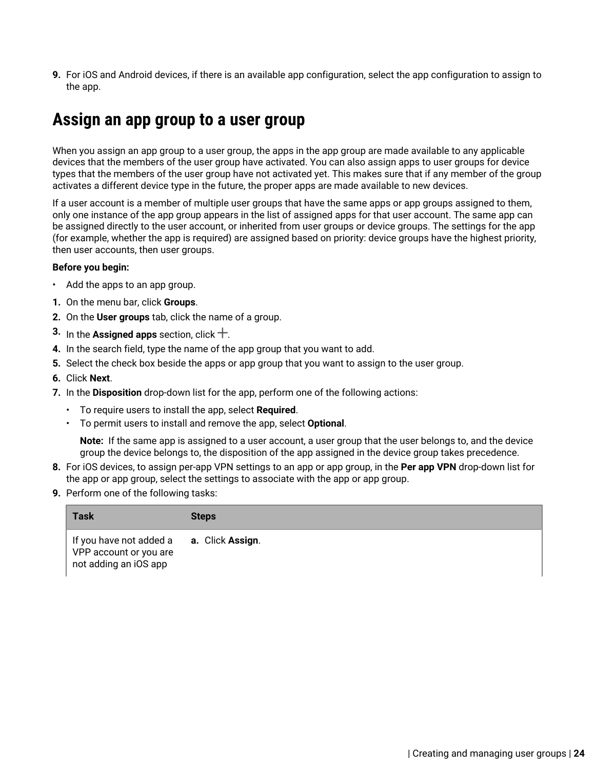9. For iOS and Android devices, if there is an available app configuration, select the app configuration to assign to the app.

## Assign an app group to a user group

When you assign an app group to a user group, the apps in the app group are made available to any applicable devices that the members of the user group have activated. You can also assign apps to user groups for device types that the members of the user group have not activated yet. This makes sure that if any member of the group activates a different device type in the future, the proper apps are made available to new devices.

If a user account is a member of multiple user groups that have the same apps or app groups assigned to them, only one instance of the app group appears in the list of assigned apps for that user account. The same app can be assigned directly to the user account, or inherited from user groups or device groups. The settings for the app (for example, whether the app is required) are assigned based on priority: device groups have the highest priority, then user accounts, then user groups.

**Before you begin:**

- Add the apps to an app group.

1. On the menu bar, click **Groups**.
2. On the **User groups** tab, click the name of a group.
3. In the **Assigned apps** section, click +.
4. In the search field, type the name of the app group that you want to add.
5. Select the check box beside the apps or app group that you want to assign to the user group.
6. Click **Next**.
7. In the **Disposition** drop-down list for the app, perform one of the following actions:
   - To require users to install the app, select **Required**.
   - To permit users to install and remove the app, select **Optional**.

   **Note:** If the same app is assigned to a user account, a user group that the user belongs to, and the device group the device belongs to, the disposition of the app assigned in the device group takes precedence.
8. For iOS devices, to assign per-app VPN settings to an app or app group, in the **Per app VPN** drop-down list for the app or app group, select the settings to associate with the app or app group.
9. Perform one of the following tasks:

| Task | Steps |
|---|---|
| If you have not added a VPP account or you are not adding an iOS app | a. Click **Assign**. |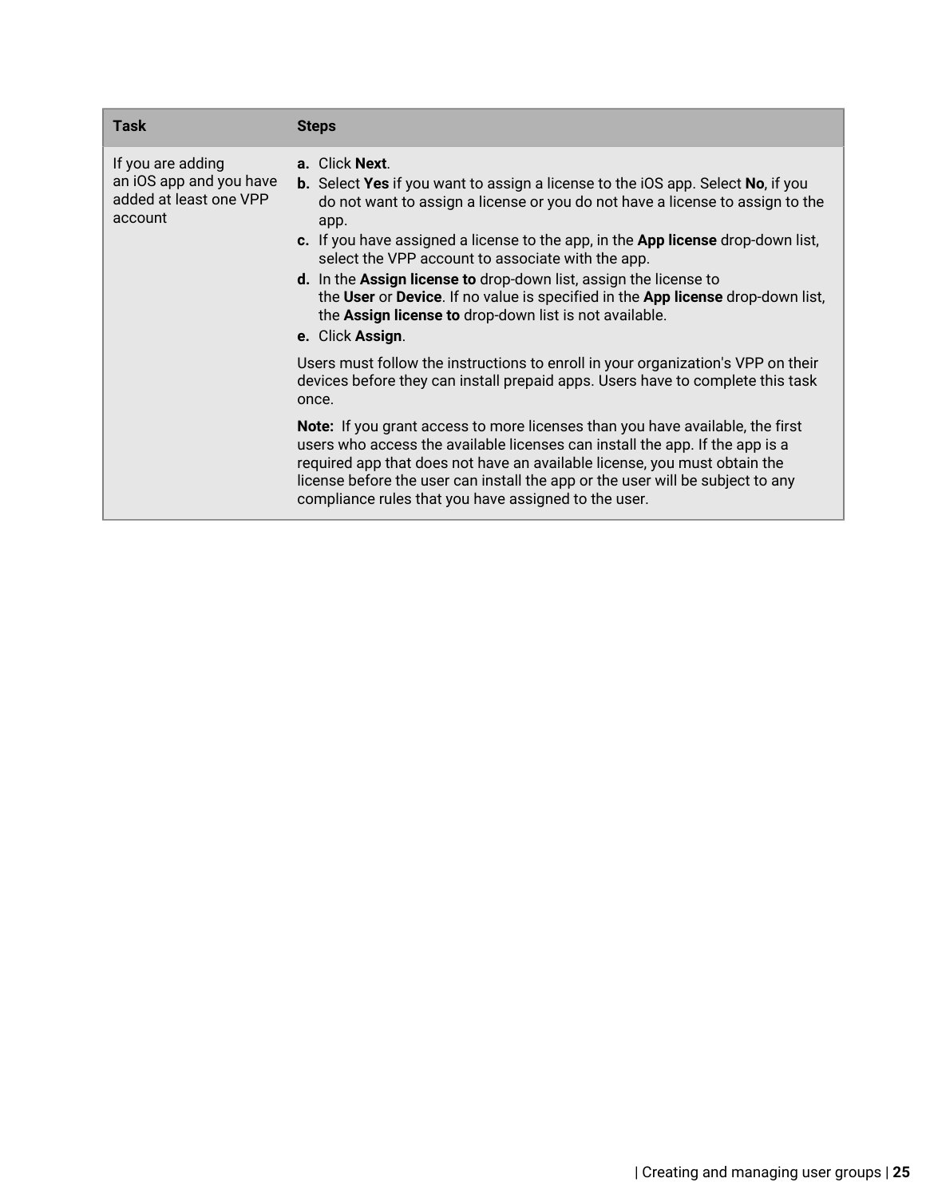| Task | Steps |
| --- | --- |
| If you are adding an iOS app and you have added at least one VPP account | **a.** Click **Next**.<br>**b.** Select **Yes** if you want to assign a license to the iOS app. Select **No**, if you do not want to assign a license or you do not have a license to assign to the app.<br>**c.** If you have assigned a license to the app, in the **App license** drop-down list, select the VPP account to associate with the app.<br>**d.** In the **Assign license to** drop-down list, assign the license to the **User** or **Device**. If no value is specified in the **App license** drop-down list, the **Assign license to** drop-down list is not available.<br>**e.** Click **Assign**.<br><br>Users must follow the instructions to enroll in your organization's VPP on their devices before they can install prepaid apps. Users have to complete this task once.<br><br>**Note:** If you grant access to more licenses than you have available, the first users who access the available licenses can install the app. If the app is a required app that does not have an available license, you must obtain the license before the user can install the app or the user will be subject to any compliance rules that you have assigned to the user. |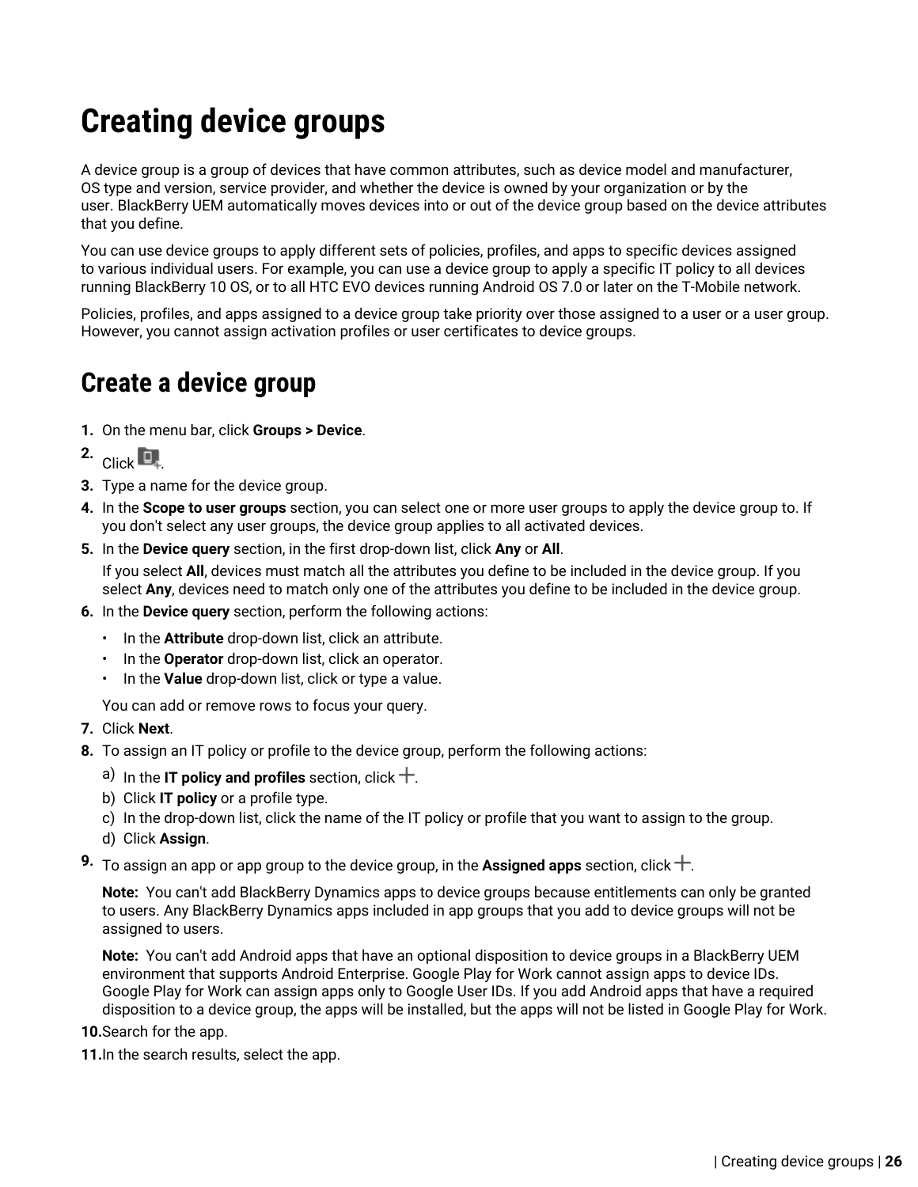# Creating device groups

A device group is a group of devices that have common attributes, such as device model and manufacturer, OS type and version, service provider, and whether the device is owned by your organization or by the user. BlackBerry UEM automatically moves devices into or out of the device group based on the device attributes that you define.

You can use device groups to apply different sets of policies, profiles, and apps to specific devices assigned to various individual users. For example, you can use a device group to apply a specific IT policy to all devices running BlackBerry 10 OS, or to all HTC EVO devices running Android OS 7.0 or later on the T-Mobile network.

Policies, profiles, and apps assigned to a device group take priority over those assigned to a user or a user group. However, you cannot assign activation profiles or user certificates to device groups.

## Create a device group

1. On the menu bar, click **Groups > Device**.
2. Click .
3. Type a name for the device group.
4. In the **Scope to user groups** section, you can select one or more user groups to apply the device group to. If you don't select any user groups, the device group applies to all activated devices.
5. In the **Device query** section, in the first drop-down list, click **Any** or **All**.

   If you select **All**, devices must match all the attributes you define to be included in the device group. If you select **Any**, devices need to match only one of the attributes you define to be included in the device group.
6. In the **Device query** section, perform the following actions:
   - In the **Attribute** drop-down list, click an attribute.
   - In the **Operator** drop-down list, click an operator.
   - In the **Value** drop-down list, click or type a value.

   You can add or remove rows to focus your query.
7. Click **Next**.
8. To assign an IT policy or profile to the device group, perform the following actions:
   a) In the **IT policy and profiles** section, click +.
   b) Click **IT policy** or a profile type.
   c) In the drop-down list, click the name of the IT policy or profile that you want to assign to the group.
   d) Click **Assign**.
9. To assign an app or app group to the device group, in the **Assigned apps** section, click +.

   **Note:** You can't add BlackBerry Dynamics apps to device groups because entitlements can only be granted to users. Any BlackBerry Dynamics apps included in app groups that you add to device groups will not be assigned to users.

   **Note:** You can't add Android apps that have an optional disposition to device groups in a BlackBerry UEM environment that supports Android Enterprise. Google Play for Work cannot assign apps to device IDs. Google Play for Work can assign apps only to Google User IDs. If you add Android apps that have a required disposition to a device group, the apps will be installed, but the apps will not be listed in Google Play for Work.
10. Search for the app.
11. In the search results, select the app.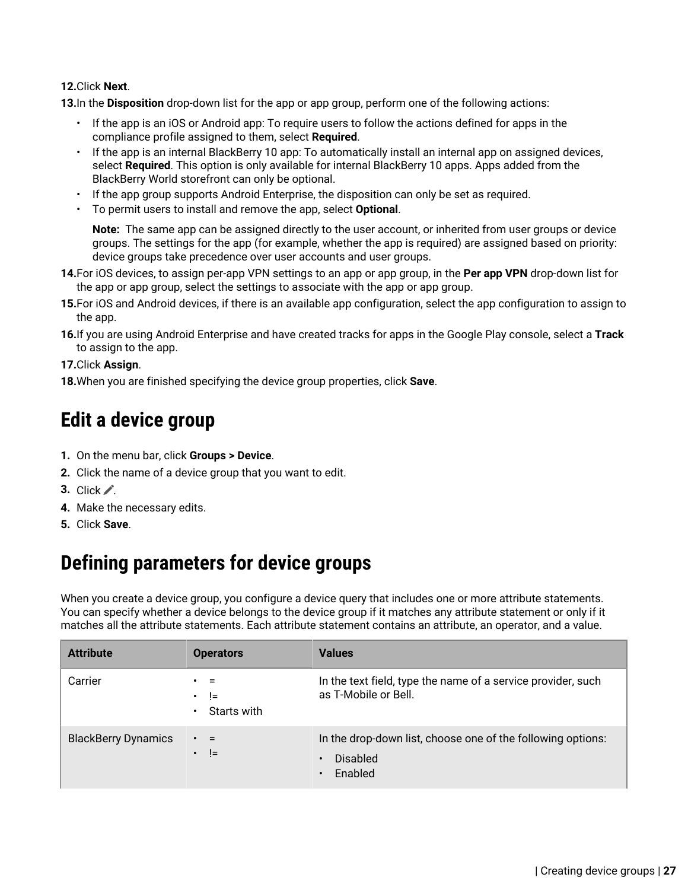12. Click **Next**.
13. In the **Disposition** drop-down list for the app or app group, perform one of the following actions:
    - If the app is an iOS or Android app: To require users to follow the actions defined for apps in the compliance profile assigned to them, select **Required**.
    - If the app is an internal BlackBerry 10 app: To automatically install an internal app on assigned devices, select **Required**. This option is only available for internal BlackBerry 10 apps. Apps added from the BlackBerry World storefront can only be optional.
    - If the app group supports Android Enterprise, the disposition can only be set as required.
    - To permit users to install and remove the app, select **Optional**.

    **Note:** The same app can be assigned directly to the user account, or inherited from user groups or device groups. The settings for the app (for example, whether the app is required) are assigned based on priority: device groups take precedence over user accounts and user groups.
14. For iOS devices, to assign per-app VPN settings to an app or app group, in the **Per app VPN** drop-down list for the app or app group, select the settings to associate with the app or app group.
15. For iOS and Android devices, if there is an available app configuration, select the app configuration to assign to the app.
16. If you are using Android Enterprise and have created tracks for apps in the Google Play console, select a **Track** to assign to the app.
17. Click **Assign**.
18. When you are finished specifying the device group properties, click **Save**.

# Edit a device group

1. On the menu bar, click **Groups > Device**.
2. Click the name of a device group that you want to edit.
3. Click ✏.
4. Make the necessary edits.
5. Click **Save**.

# Defining parameters for device groups

When you create a device group, you configure a device query that includes one or more attribute statements. You can specify whether a device belongs to the device group if it matches any attribute statement or only if it matches all the attribute statements. Each attribute statement contains an attribute, an operator, and a value.

| Attribute | Operators | Values |
|---|---|---|
| Carrier | • =<br>• !=<br>• Starts with | In the text field, type the name of a service provider, such as T-Mobile or Bell. |
| BlackBerry Dynamics | • =<br>• != | In the drop-down list, choose one of the following options:<br>• Disabled<br>• Enabled |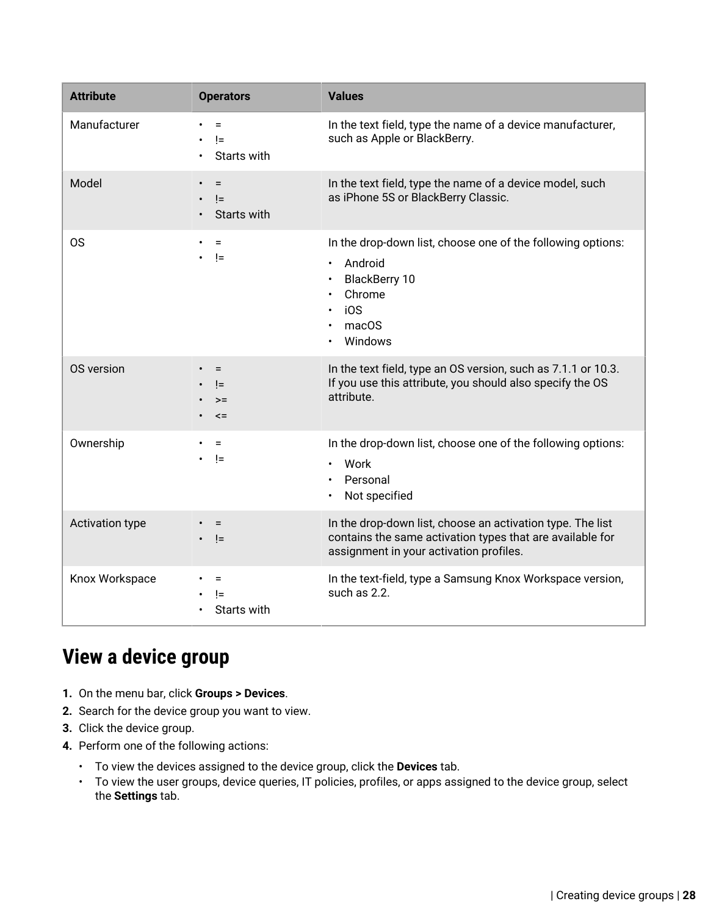| Attribute | Operators | Values |
|---|---|---|
| Manufacturer | • =<br>• !=<br>• Starts with | In the text field, type the name of a device manufacturer, such as Apple or BlackBerry. |
| Model | • =<br>• !=<br>• Starts with | In the text field, type the name of a device model, such as iPhone 5S or BlackBerry Classic. |
| OS | • =<br>• != | In the drop-down list, choose one of the following options:<br>• Android<br>• BlackBerry 10<br>• Chrome<br>• iOS<br>• macOS<br>• Windows |
| OS version | • =<br>• !=<br>• >=<br>• <= | In the text field, type an OS version, such as 7.1.1 or 10.3. If you use this attribute, you should also specify the OS attribute. |
| Ownership | • =<br>• != | In the drop-down list, choose one of the following options:<br>• Work<br>• Personal<br>• Not specified |
| Activation type | • =<br>• != | In the drop-down list, choose an activation type. The list contains the same activation types that are available for assignment in your activation profiles. |
| Knox Workspace | • =<br>• !=<br>• Starts with | In the text-field, type a Samsung Knox Workspace version, such as 2.2. |

# View a device group

1. On the menu bar, click **Groups > Devices**.
2. Search for the device group you want to view.
3. Click the device group.
4. Perform one of the following actions:
   - To view the devices assigned to the device group, click the **Devices** tab.
   - To view the user groups, device queries, IT policies, profiles, or apps assigned to the device group, select the **Settings** tab.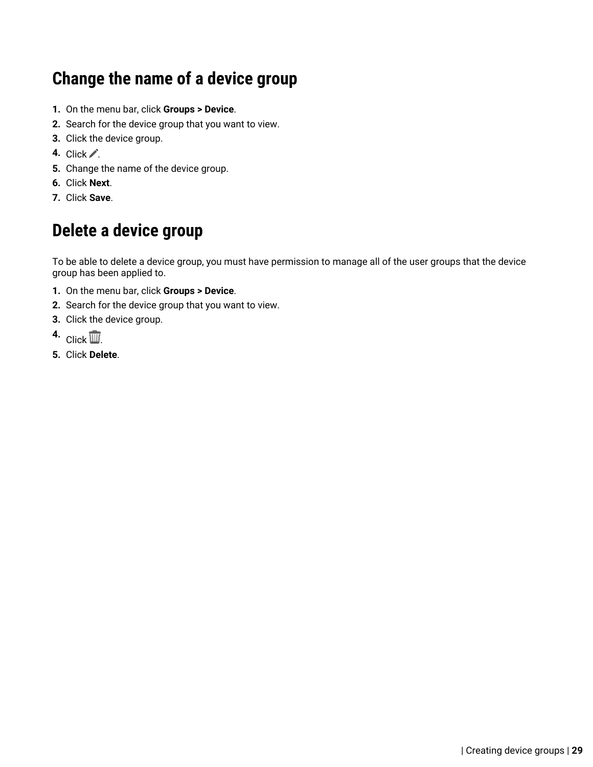# Change the name of a device group

1. On the menu bar, click **Groups > Device**.
2. Search for the device group that you want to view.
3. Click the device group.
4. Click ✏.
5. Change the name of the device group.
6. Click **Next**.
7. Click **Save**.

# Delete a device group

To be able to delete a device group, you must have permission to manage all of the user groups that the device group has been applied to.

1. On the menu bar, click **Groups > Device**.
2. Search for the device group that you want to view.
3. Click the device group.
4. Click 🗑.
5. Click **Delete**.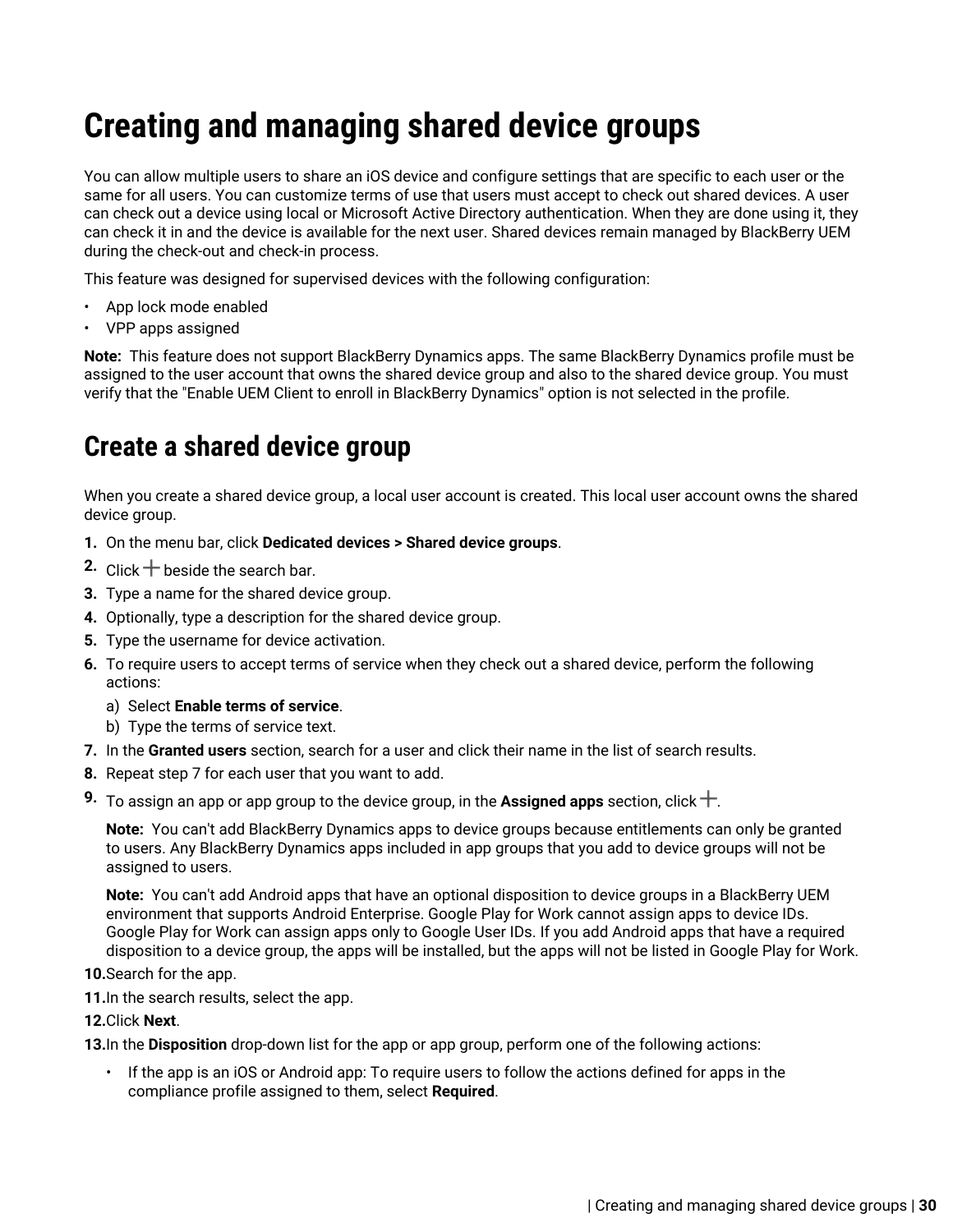# Creating and managing shared device groups

You can allow multiple users to share an iOS device and configure settings that are specific to each user or the same for all users. You can customize terms of use that users must accept to check out shared devices. A user can check out a device using local or Microsoft Active Directory authentication. When they are done using it, they can check it in and the device is available for the next user. Shared devices remain managed by BlackBerry UEM during the check-out and check-in process.

This feature was designed for supervised devices with the following configuration:

- App lock mode enabled
- VPP apps assigned

**Note:** This feature does not support BlackBerry Dynamics apps. The same BlackBerry Dynamics profile must be assigned to the user account that owns the shared device group and also to the shared device group. You must verify that the "Enable UEM Client to enroll in BlackBerry Dynamics" option is not selected in the profile.

## Create a shared device group

When you create a shared device group, a local user account is created. This local user account owns the shared device group.

1. On the menu bar, click **Dedicated devices > Shared device groups**.
2. Click + beside the search bar.
3. Type a name for the shared device group.
4. Optionally, type a description for the shared device group.
5. Type the username for device activation.
6. To require users to accept terms of service when they check out a shared device, perform the following actions:
   a) Select **Enable terms of service**.
   b) Type the terms of service text.
7. In the **Granted users** section, search for a user and click their name in the list of search results.
8. Repeat step 7 for each user that you want to add.
9. To assign an app or app group to the device group, in the **Assigned apps** section, click +.

   **Note:** You can't add BlackBerry Dynamics apps to device groups because entitlements can only be granted to users. Any BlackBerry Dynamics apps included in app groups that you add to device groups will not be assigned to users.

   **Note:** You can't add Android apps that have an optional disposition to device groups in a BlackBerry UEM environment that supports Android Enterprise. Google Play for Work cannot assign apps to device IDs. Google Play for Work can assign apps only to Google User IDs. If you add Android apps that have a required disposition to a device group, the apps will be installed, but the apps will not be listed in Google Play for Work.
10. Search for the app.
11. In the search results, select the app.
12. Click **Next**.
13. In the **Disposition** drop-down list for the app or app group, perform one of the following actions:
    - If the app is an iOS or Android app: To require users to follow the actions defined for apps in the compliance profile assigned to them, select **Required**.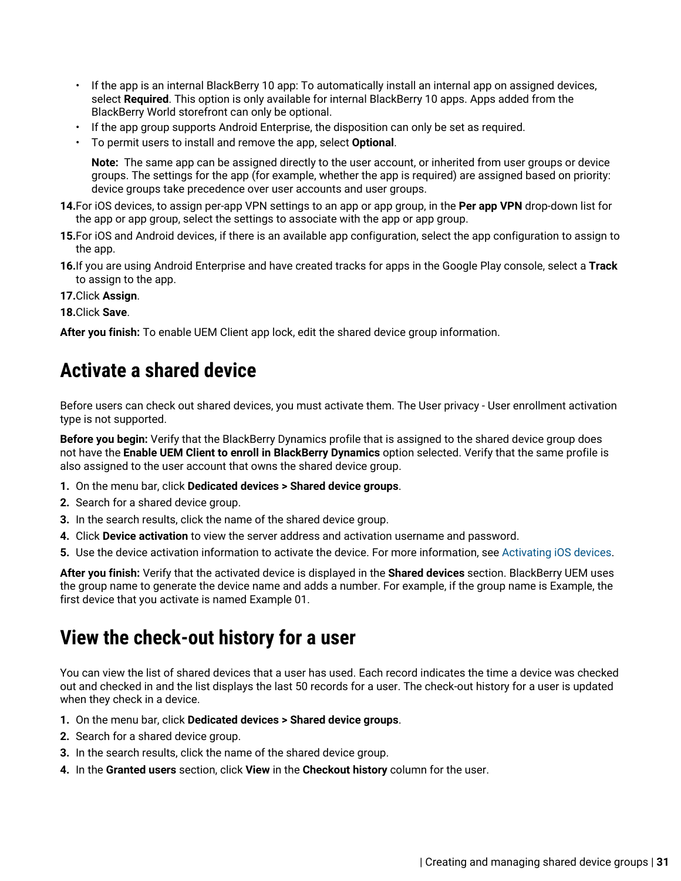- If the app is an internal BlackBerry 10 app: To automatically install an internal app on assigned devices, select **Required**. This option is only available for internal BlackBerry 10 apps. Apps added from the BlackBerry World storefront can only be optional.
- If the app group supports Android Enterprise, the disposition can only be set as required.
- To permit users to install and remove the app, select **Optional**.

  **Note:** The same app can be assigned directly to the user account, or inherited from user groups or device groups. The settings for the app (for example, whether the app is required) are assigned based on priority: device groups take precedence over user accounts and user groups.

14. For iOS devices, to assign per-app VPN settings to an app or app group, in the **Per app VPN** drop-down list for the app or app group, select the settings to associate with the app or app group.
15. For iOS and Android devices, if there is an available app configuration, select the app configuration to assign to the app.
16. If you are using Android Enterprise and have created tracks for apps in the Google Play console, select a **Track** to assign to the app.
17. Click **Assign**.
18. Click **Save**.

**After you finish:** To enable UEM Client app lock, edit the shared device group information.

# Activate a shared device

Before users can check out shared devices, you must activate them. The User privacy - User enrollment activation type is not supported.

**Before you begin:** Verify that the BlackBerry Dynamics profile that is assigned to the shared device group does not have the **Enable UEM Client to enroll in BlackBerry Dynamics** option selected. Verify that the same profile is also assigned to the user account that owns the shared device group.

1. On the menu bar, click **Dedicated devices > Shared device groups**.
2. Search for a shared device group.
3. In the search results, click the name of the shared device group.
4. Click **Device activation** to view the server address and activation username and password.
5. Use the device activation information to activate the device. For more information, see Activating iOS devices.

**After you finish:** Verify that the activated device is displayed in the **Shared devices** section. BlackBerry UEM uses the group name to generate the device name and adds a number. For example, if the group name is Example, the first device that you activate is named Example 01.

# View the check-out history for a user

You can view the list of shared devices that a user has used. Each record indicates the time a device was checked out and checked in and the list displays the last 50 records for a user. The check-out history for a user is updated when they check in a device.

1. On the menu bar, click **Dedicated devices > Shared device groups**.
2. Search for a shared device group.
3. In the search results, click the name of the shared device group.
4. In the **Granted users** section, click **View** in the **Checkout history** column for the user.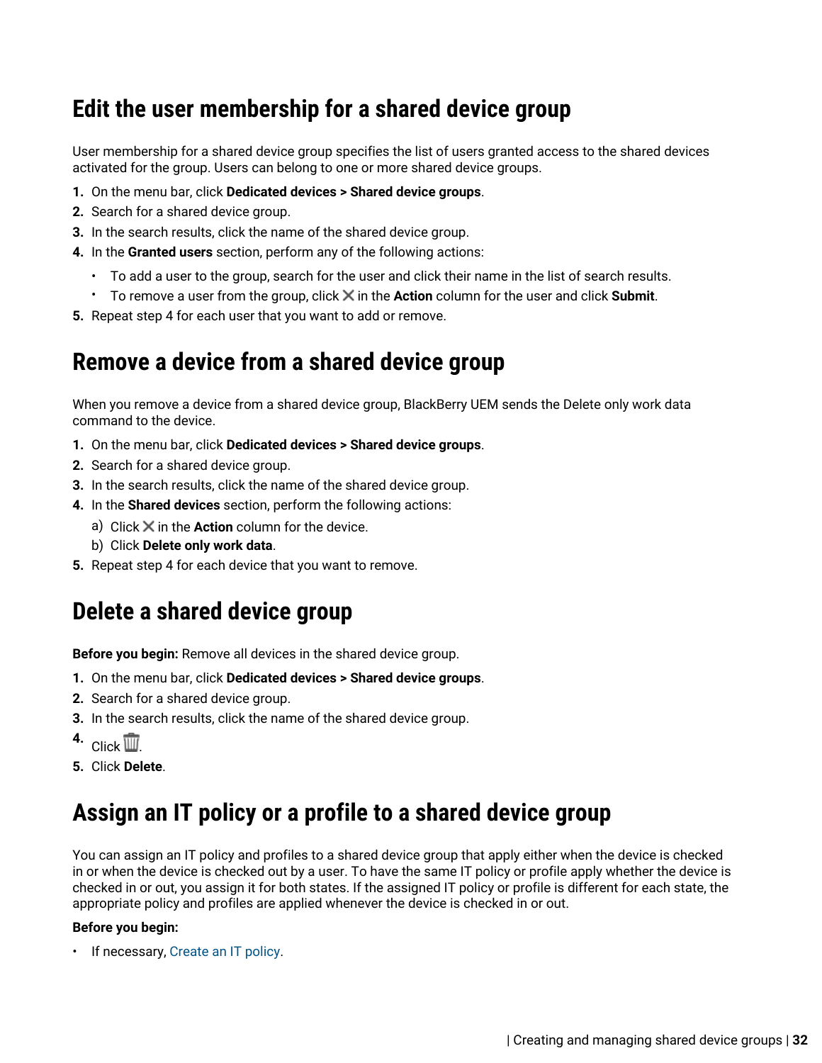## Edit the user membership for a shared device group

User membership for a shared device group specifies the list of users granted access to the shared devices activated for the group. Users can belong to one or more shared device groups.

1. On the menu bar, click **Dedicated devices > Shared device groups**.
2. Search for a shared device group.
3. In the search results, click the name of the shared device group.
4. In the **Granted users** section, perform any of the following actions:
   - To add a user to the group, search for the user and click their name in the list of search results.
   - To remove a user from the group, click ✕ in the **Action** column for the user and click **Submit**.
5. Repeat step 4 for each user that you want to add or remove.

## Remove a device from a shared device group

When you remove a device from a shared device group, BlackBerry UEM sends the Delete only work data command to the device.

1. On the menu bar, click **Dedicated devices > Shared device groups**.
2. Search for a shared device group.
3. In the search results, click the name of the shared device group.
4. In the **Shared devices** section, perform the following actions:
   a) Click ✕ in the **Action** column for the device.
   b) Click **Delete only work data**.
5. Repeat step 4 for each device that you want to remove.

## Delete a shared device group

**Before you begin:** Remove all devices in the shared device group.

1. On the menu bar, click **Dedicated devices > Shared device groups**.
2. Search for a shared device group.
3. In the search results, click the name of the shared device group.
4. Click 🗑.
5. Click **Delete**.

## Assign an IT policy or a profile to a shared device group

You can assign an IT policy and profiles to a shared device group that apply either when the device is checked in or when the device is checked out by a user. To have the same IT policy or profile apply whether the device is checked in or out, you assign it for both states. If the assigned IT policy or profile is different for each state, the appropriate policy and profiles are applied whenever the device is checked in or out.

**Before you begin:**

- If necessary, Create an IT policy.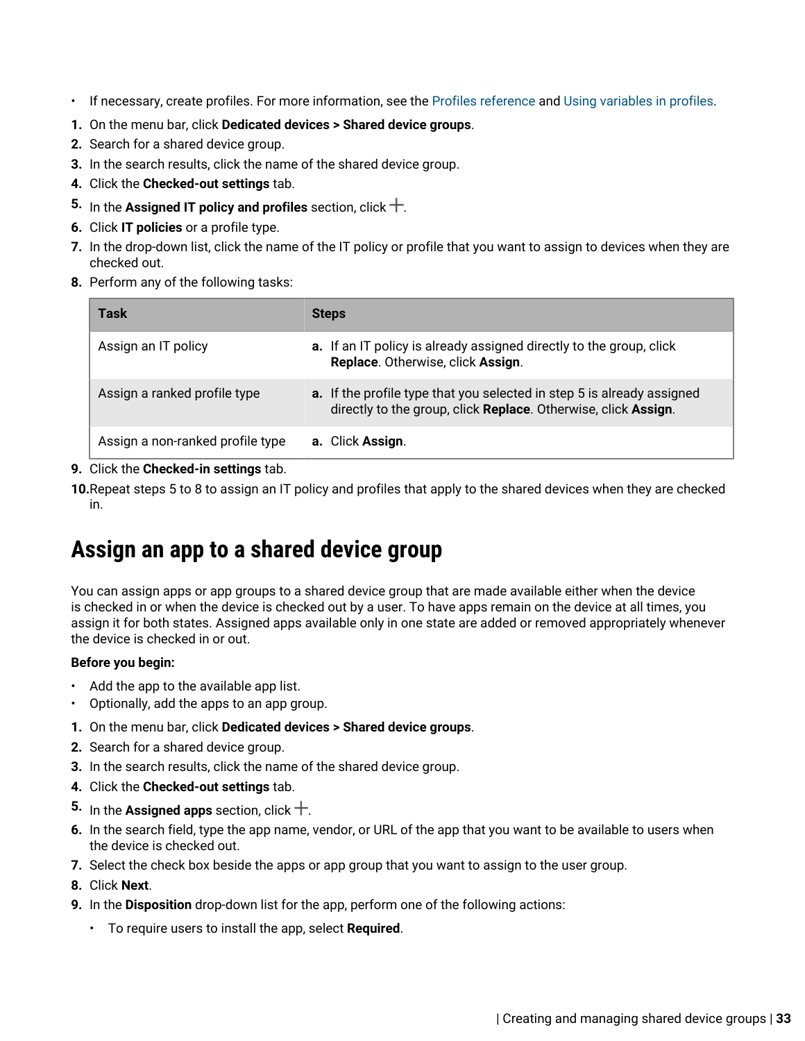- If necessary, create profiles. For more information, see the Profiles reference and Using variables in profiles.

1. On the menu bar, click **Dedicated devices > Shared device groups**.
2. Search for a shared device group.
3. In the search results, click the name of the shared device group.
4. Click the **Checked-out settings** tab.
5. In the **Assigned IT policy and profiles** section, click +.
6. Click **IT policies** or a profile type.
7. In the drop-down list, click the name of the IT policy or profile that you want to assign to devices when they are checked out.
8. Perform any of the following tasks:

| Task | Steps |
| --- | --- |
| Assign an IT policy | a. If an IT policy is already assigned directly to the group, click **Replace**. Otherwise, click **Assign**. |
| Assign a ranked profile type | a. If the profile type that you selected in step 5 is already assigned directly to the group, click **Replace**. Otherwise, click **Assign**. |
| Assign a non-ranked profile type | a. Click **Assign**. |

9. Click the **Checked-in settings** tab.
10. Repeat steps 5 to 8 to assign an IT policy and profiles that apply to the shared devices when they are checked in.

# Assign an app to a shared device group

You can assign apps or app groups to a shared device group that are made available either when the device is checked in or when the device is checked out by a user. To have apps remain on the device at all times, you assign it for both states. Assigned apps available only in one state are added or removed appropriately whenever the device is checked in or out.

**Before you begin:**

- Add the app to the available app list.
- Optionally, add the apps to an app group.

1. On the menu bar, click **Dedicated devices > Shared device groups**.
2. Search for a shared device group.
3. In the search results, click the name of the shared device group.
4. Click the **Checked-out settings** tab.
5. In the **Assigned apps** section, click +.
6. In the search field, type the app name, vendor, or URL of the app that you want to be available to users when the device is checked out.
7. Select the check box beside the apps or app group that you want to assign to the user group.
8. Click **Next**.
9. In the **Disposition** drop-down list for the app, perform one of the following actions:
   - To require users to install the app, select **Required**.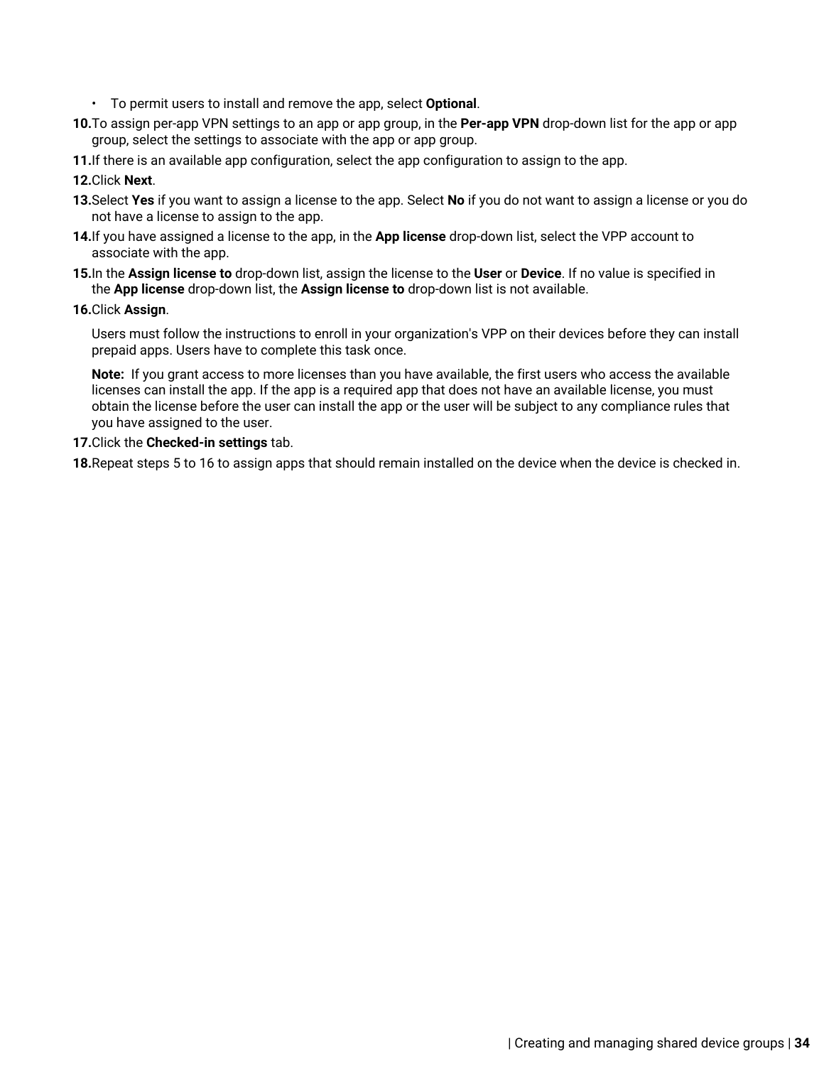- To permit users to install and remove the app, select **Optional**.

10. To assign per-app VPN settings to an app or app group, in the **Per-app VPN** drop-down list for the app or app group, select the settings to associate with the app or app group.
11. If there is an available app configuration, select the app configuration to assign to the app.
12. Click **Next**.
13. Select **Yes** if you want to assign a license to the app. Select **No** if you do not want to assign a license or you do not have a license to assign to the app.
14. If you have assigned a license to the app, in the **App license** drop-down list, select the VPP account to associate with the app.
15. In the **Assign license to** drop-down list, assign the license to the **User** or **Device**. If no value is specified in the **App license** drop-down list, the **Assign license to** drop-down list is not available.
16. Click **Assign**.

    Users must follow the instructions to enroll in your organization's VPP on their devices before they can install prepaid apps. Users have to complete this task once.

    **Note:** If you grant access to more licenses than you have available, the first users who access the available licenses can install the app. If the app is a required app that does not have an available license, you must obtain the license before the user can install the app or the user will be subject to any compliance rules that you have assigned to the user.

17. Click the **Checked-in settings** tab.
18. Repeat steps 5 to 16 to assign apps that should remain installed on the device when the device is checked in.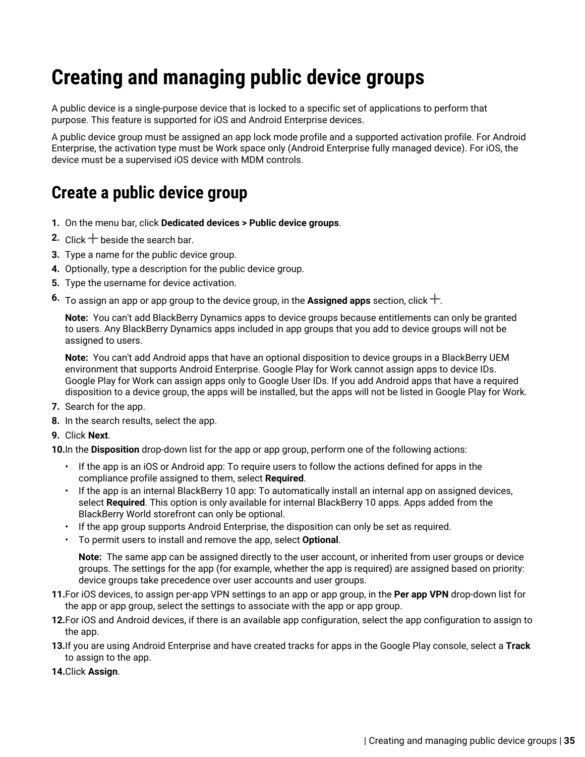# Creating and managing public device groups

A public device is a single-purpose device that is locked to a specific set of applications to perform that purpose. This feature is supported for iOS and Android Enterprise devices.

A public device group must be assigned an app lock mode profile and a supported activation profile. For Android Enterprise, the activation type must be Work space only (Android Enterprise fully managed device). For iOS, the device must be a supervised iOS device with MDM controls.

## Create a public device group

1. On the menu bar, click **Dedicated devices > Public device groups**.
2. Click + beside the search bar.
3. Type a name for the public device group.
4. Optionally, type a description for the public device group.
5. Type the username for device activation.
6. To assign an app or app group to the device group, in the **Assigned apps** section, click +.

   **Note:** You can't add BlackBerry Dynamics apps to device groups because entitlements can only be granted to users. Any BlackBerry Dynamics apps included in app groups that you add to device groups will not be assigned to users.

   **Note:** You can't add Android apps that have an optional disposition to device groups in a BlackBerry UEM environment that supports Android Enterprise. Google Play for Work cannot assign apps to device IDs. Google Play for Work can assign apps only to Google User IDs. If you add Android apps that have a required disposition to a device group, the apps will be installed, but the apps will not be listed in Google Play for Work.
7. Search for the app.
8. In the search results, select the app.
9. Click **Next**.
10. In the **Disposition** drop-down list for the app or app group, perform one of the following actions:
    - If the app is an iOS or Android app: To require users to follow the actions defined for apps in the compliance profile assigned to them, select **Required**.
    - If the app is an internal BlackBerry 10 app: To automatically install an internal app on assigned devices, select **Required**. This option is only available for internal BlackBerry 10 apps. Apps added from the BlackBerry World storefront can only be optional.
    - If the app group supports Android Enterprise, the disposition can only be set as required.
    - To permit users to install and remove the app, select **Optional**.

    **Note:** The same app can be assigned directly to the user account, or inherited from user groups or device groups. The settings for the app (for example, whether the app is required) are assigned based on priority: device groups take precedence over user accounts and user groups.
11. For iOS devices, to assign per-app VPN settings to an app or app group, in the **Per app VPN** drop-down list for the app or app group, select the settings to associate with the app or app group.
12. For iOS and Android devices, if there is an available app configuration, select the app configuration to assign to the app.
13. If you are using Android Enterprise and have created tracks for apps in the Google Play console, select a **Track** to assign to the app.
14. Click **Assign**.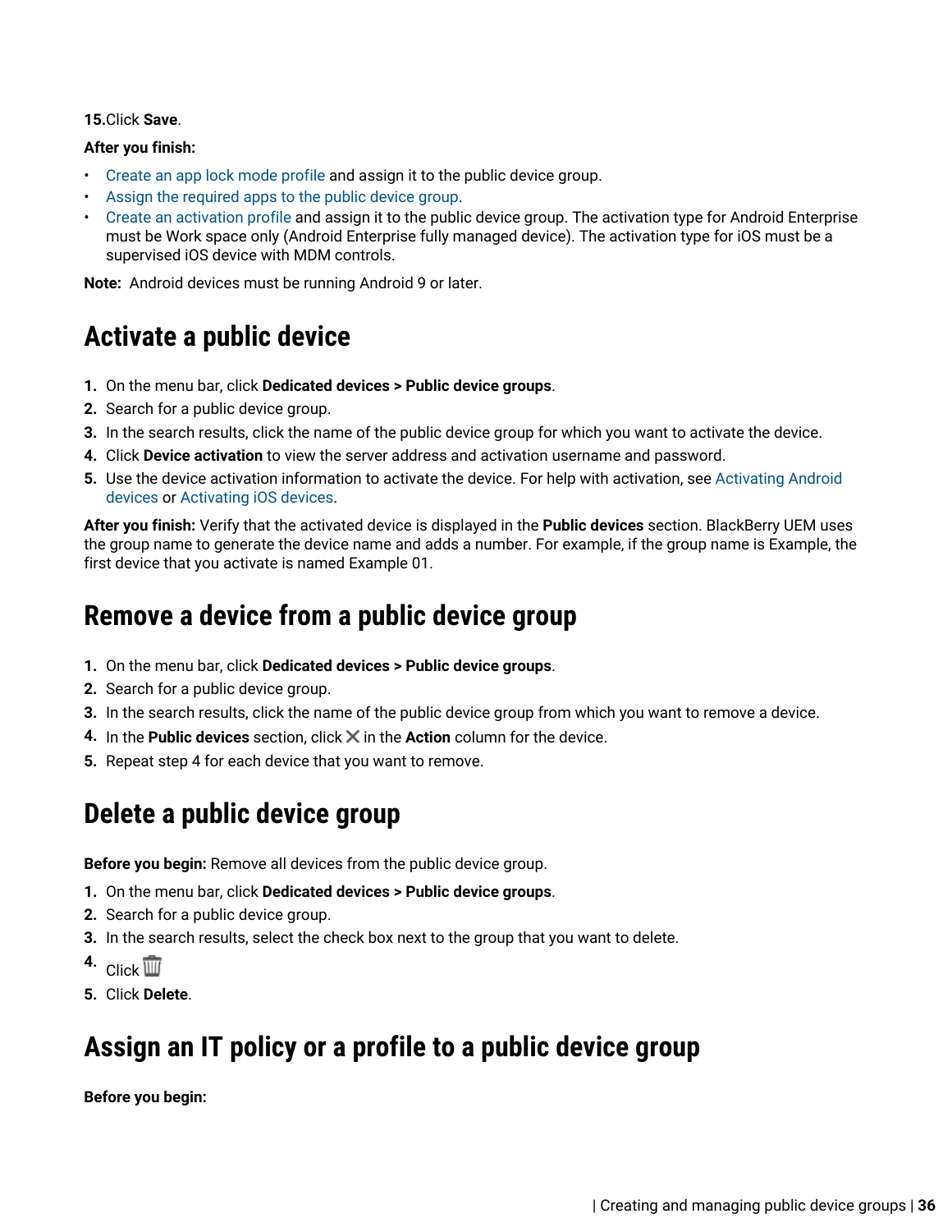15. Click **Save**.

**After you finish:**

- Create an app lock mode profile and assign it to the public device group.
- Assign the required apps to the public device group.
- Create an activation profile and assign it to the public device group. The activation type for Android Enterprise must be Work space only (Android Enterprise fully managed device). The activation type for iOS must be a supervised iOS device with MDM controls.

**Note:** Android devices must be running Android 9 or later.

## Activate a public device

1. On the menu bar, click **Dedicated devices > Public device groups**.
2. Search for a public device group.
3. In the search results, click the name of the public device group for which you want to activate the device.
4. Click **Device activation** to view the server address and activation username and password.
5. Use the device activation information to activate the device. For help with activation, see Activating Android devices or Activating iOS devices.

**After you finish:** Verify that the activated device is displayed in the **Public devices** section. BlackBerry UEM uses the group name to generate the device name and adds a number. For example, if the group name is Example, the first device that you activate is named Example 01.

## Remove a device from a public device group

1. On the menu bar, click **Dedicated devices > Public device groups**.
2. Search for a public device group.
3. In the search results, click the name of the public device group from which you want to remove a device.
4. In the **Public devices** section, click ✕ in the **Action** column for the device.
5. Repeat step 4 for each device that you want to remove.

## Delete a public device group

**Before you begin:** Remove all devices from the public device group.

1. On the menu bar, click **Dedicated devices > Public device groups**.
2. Search for a public device group.
3. In the search results, select the check box next to the group that you want to delete.
4. Click 🗑
5. Click **Delete**.

## Assign an IT policy or a profile to a public device group

**Before you begin:**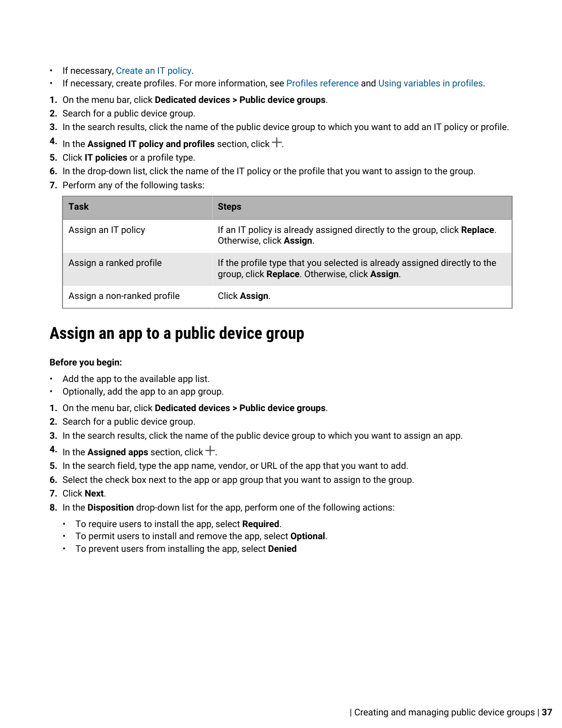- If necessary, Create an IT policy.
- If necessary, create profiles. For more information, see Profiles reference and Using variables in profiles.

1. On the menu bar, click **Dedicated devices > Public device groups**.
2. Search for a public device group.
3. In the search results, click the name of the public device group to which you want to add an IT policy or profile.
4. In the **Assigned IT policy and profiles** section, click +.
5. Click **IT policies** or a profile type.
6. In the drop-down list, click the name of the IT policy or the profile that you want to assign to the group.
7. Perform any of the following tasks:

| Task | Steps |
| --- | --- |
| Assign an IT policy | If an IT policy is already assigned directly to the group, click **Replace**. Otherwise, click **Assign**. |
| Assign a ranked profile | If the profile type that you selected is already assigned directly to the group, click **Replace**. Otherwise, click **Assign**. |
| Assign a non-ranked profile | Click **Assign**. |

# Assign an app to a public device group

**Before you begin:**

- Add the app to the available app list.
- Optionally, add the app to an app group.

1. On the menu bar, click **Dedicated devices > Public device groups**.
2. Search for a public device group.
3. In the search results, click the name of the public device group to which you want to assign an app.
4. In the **Assigned apps** section, click +.
5. In the search field, type the app name, vendor, or URL of the app that you want to add.
6. Select the check box next to the app or app group that you want to assign to the group.
7. Click **Next**.
8. In the **Disposition** drop-down list for the app, perform one of the following actions:
   - To require users to install the app, select **Required**.
   - To permit users to install and remove the app, select **Optional**.
   - To prevent users from installing the app, select **Denied**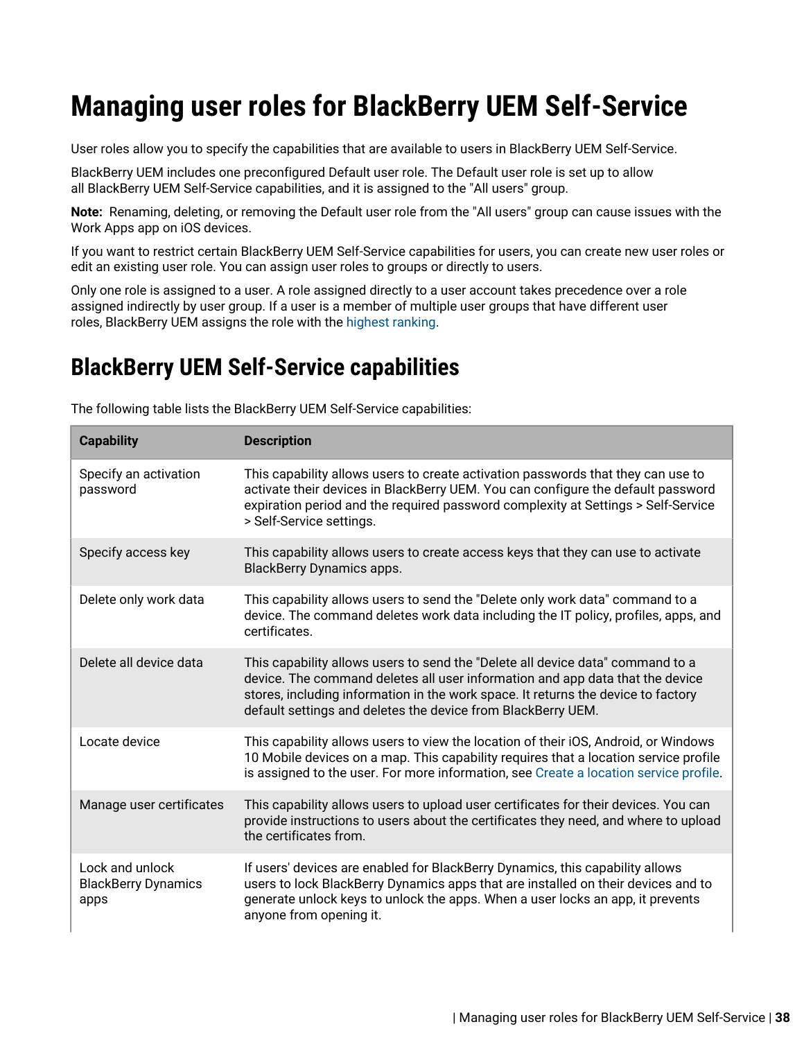# Managing user roles for BlackBerry UEM Self-Service

User roles allow you to specify the capabilities that are available to users in BlackBerry UEM Self-Service.

BlackBerry UEM includes one preconfigured Default user role. The Default user role is set up to allow all BlackBerry UEM Self-Service capabilities, and it is assigned to the "All users" group.

**Note:** Renaming, deleting, or removing the Default user role from the "All users" group can cause issues with the Work Apps app on iOS devices.

If you want to restrict certain BlackBerry UEM Self-Service capabilities for users, you can create new user roles or edit an existing user role. You can assign user roles to groups or directly to users.

Only one role is assigned to a user. A role assigned directly to a user account takes precedence over a role assigned indirectly by user group. If a user is a member of multiple user groups that have different user roles, BlackBerry UEM assigns the role with the highest ranking.

## BlackBerry UEM Self-Service capabilities

The following table lists the BlackBerry UEM Self-Service capabilities:

| Capability | Description |
| --- | --- |
| Specify an activation password | This capability allows users to create activation passwords that they can use to activate their devices in BlackBerry UEM. You can configure the default password expiration period and the required password complexity at Settings > Self-Service > Self-Service settings. |
| Specify access key | This capability allows users to create access keys that they can use to activate BlackBerry Dynamics apps. |
| Delete only work data | This capability allows users to send the "Delete only work data" command to a device. The command deletes work data including the IT policy, profiles, apps, and certificates. |
| Delete all device data | This capability allows users to send the "Delete all device data" command to a device. The command deletes all user information and app data that the device stores, including information in the work space. It returns the device to factory default settings and deletes the device from BlackBerry UEM. |
| Locate device | This capability allows users to view the location of their iOS, Android, or Windows 10 Mobile devices on a map. This capability requires that a location service profile is assigned to the user. For more information, see Create a location service profile. |
| Manage user certificates | This capability allows users to upload user certificates for their devices. You can provide instructions to users about the certificates they need, and where to upload the certificates from. |
| Lock and unlock BlackBerry Dynamics apps | If users' devices are enabled for BlackBerry Dynamics, this capability allows users to lock BlackBerry Dynamics apps that are installed on their devices and to generate unlock keys to unlock the apps. When a user locks an app, it prevents anyone from opening it. |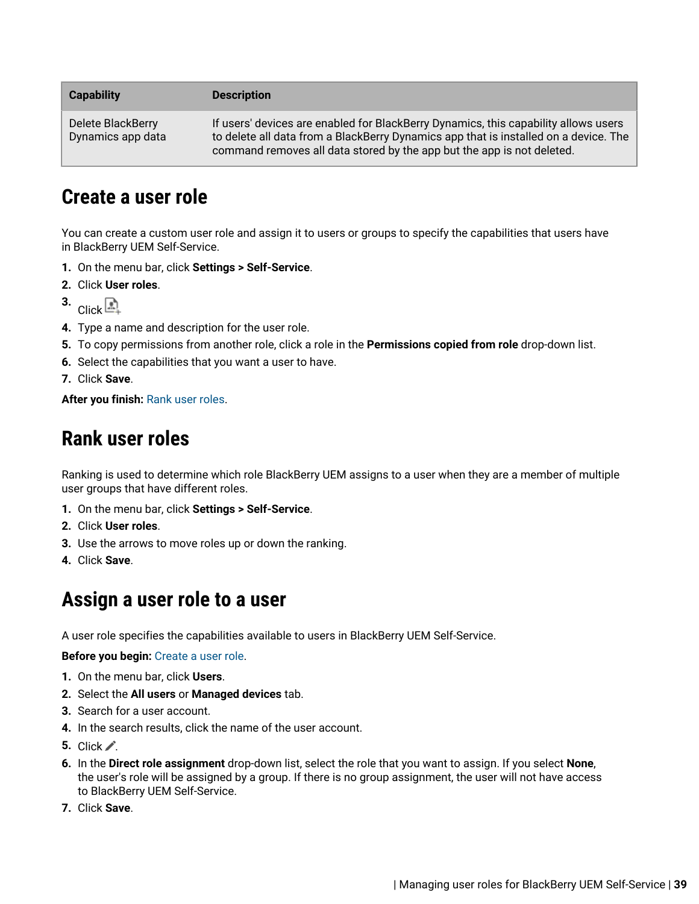| Capability | Description |
| --- | --- |
| Delete BlackBerry Dynamics app data | If users' devices are enabled for BlackBerry Dynamics, this capability allows users to delete all data from a BlackBerry Dynamics app that is installed on a device. The command removes all data stored by the app but the app is not deleted. |

## Create a user role

You can create a custom user role and assign it to users or groups to specify the capabilities that users have in BlackBerry UEM Self-Service.

1. On the menu bar, click **Settings > Self-Service**.
2. Click **User roles**.
3. Click .
4. Type a name and description for the user role.
5. To copy permissions from another role, click a role in the **Permissions copied from role** drop-down list.
6. Select the capabilities that you want a user to have.
7. Click **Save**.

**After you finish:** Rank user roles.

## Rank user roles

Ranking is used to determine which role BlackBerry UEM assigns to a user when they are a member of multiple user groups that have different roles.

1. On the menu bar, click **Settings > Self-Service**.
2. Click **User roles**.
3. Use the arrows to move roles up or down the ranking.
4. Click **Save**.

## Assign a user role to a user

A user role specifies the capabilities available to users in BlackBerry UEM Self-Service.

**Before you begin:** Create a user role.

1. On the menu bar, click **Users**.
2. Select the **All users** or **Managed devices** tab.
3. Search for a user account.
4. In the search results, click the name of the user account.
5. Click .
6. In the **Direct role assignment** drop-down list, select the role that you want to assign. If you select **None**, the user's role will be assigned by a group. If there is no group assignment, the user will not have access to BlackBerry UEM Self-Service.
7. Click **Save**.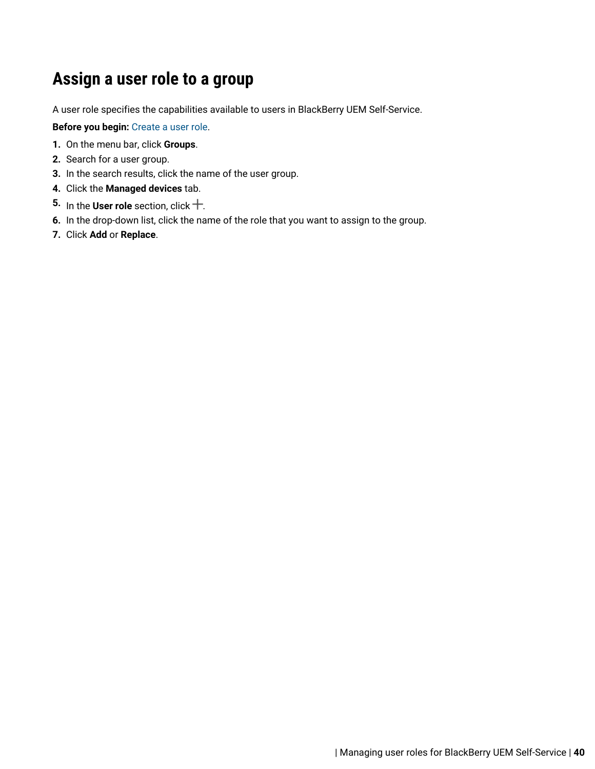# Assign a user role to a group

A user role specifies the capabilities available to users in BlackBerry UEM Self-Service.

**Before you begin:** Create a user role.

1. On the menu bar, click **Groups**.
2. Search for a user group.
3. In the search results, click the name of the user group.
4. Click the **Managed devices** tab.
5. In the **User role** section, click +.
6. In the drop-down list, click the name of the role that you want to assign to the group.
7. Click **Add** or **Replace**.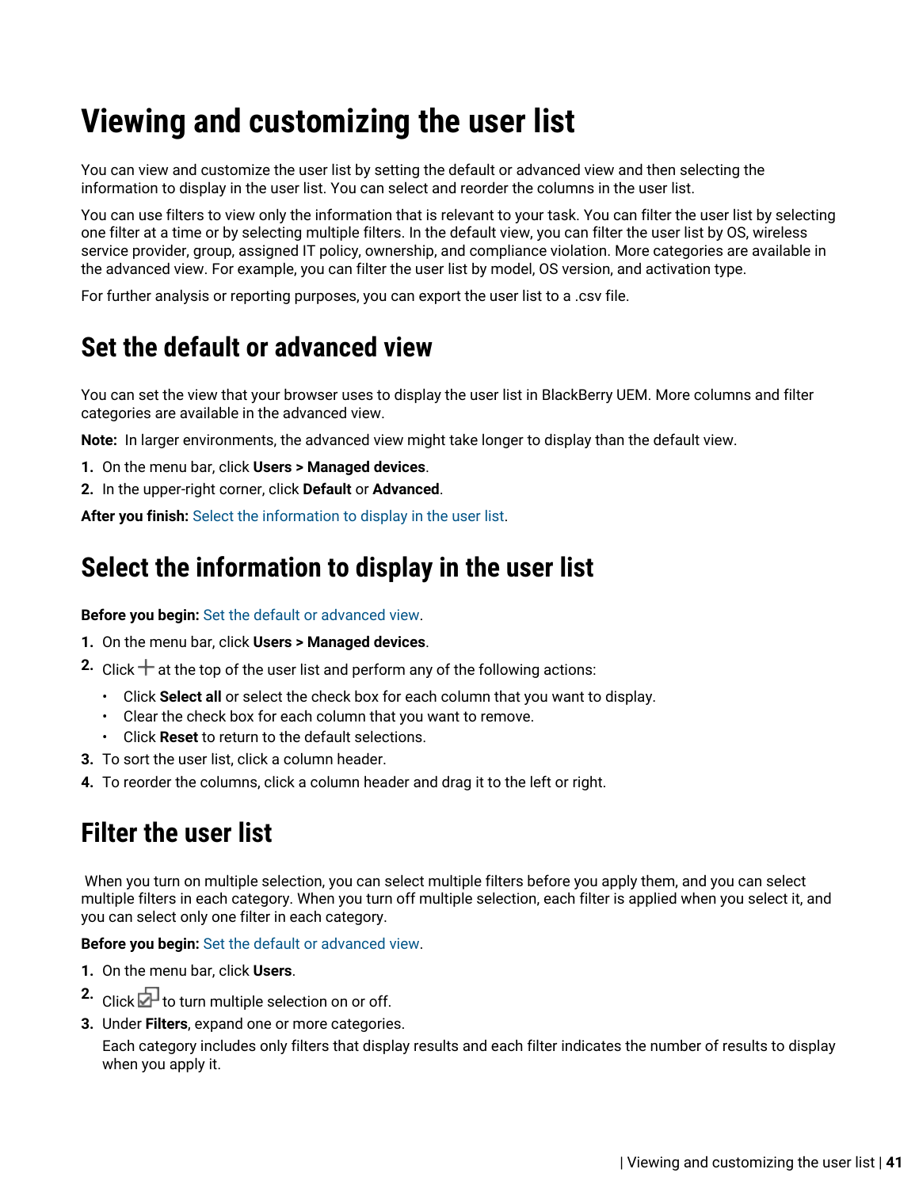# Viewing and customizing the user list

You can view and customize the user list by setting the default or advanced view and then selecting the information to display in the user list. You can select and reorder the columns in the user list.

You can use filters to view only the information that is relevant to your task. You can filter the user list by selecting one filter at a time or by selecting multiple filters. In the default view, you can filter the user list by OS, wireless service provider, group, assigned IT policy, ownership, and compliance violation. More categories are available in the advanced view. For example, you can filter the user list by model, OS version, and activation type.

For further analysis or reporting purposes, you can export the user list to a .csv file.

## Set the default or advanced view

You can set the view that your browser uses to display the user list in BlackBerry UEM. More columns and filter categories are available in the advanced view.

**Note:** In larger environments, the advanced view might take longer to display than the default view.

1. On the menu bar, click **Users > Managed devices**.
2. In the upper-right corner, click **Default** or **Advanced**.

**After you finish:** Select the information to display in the user list.

## Select the information to display in the user list

**Before you begin:** Set the default or advanced view.

1. On the menu bar, click **Users > Managed devices**.
2. Click + at the top of the user list and perform any of the following actions:
   - Click **Select all** or select the check box for each column that you want to display.
   - Clear the check box for each column that you want to remove.
   - Click **Reset** to return to the default selections.
3. To sort the user list, click a column header.
4. To reorder the columns, click a column header and drag it to the left or right.

## Filter the user list

When you turn on multiple selection, you can select multiple filters before you apply them, and you can select multiple filters in each category. When you turn off multiple selection, each filter is applied when you select it, and you can select only one filter in each category.

**Before you begin:** Set the default or advanced view.

1. On the menu bar, click **Users**.
2. Click the multiple selection icon to turn multiple selection on or off.
3. Under **Filters**, expand one or more categories.

   Each category includes only filters that display results and each filter indicates the number of results to display when you apply it.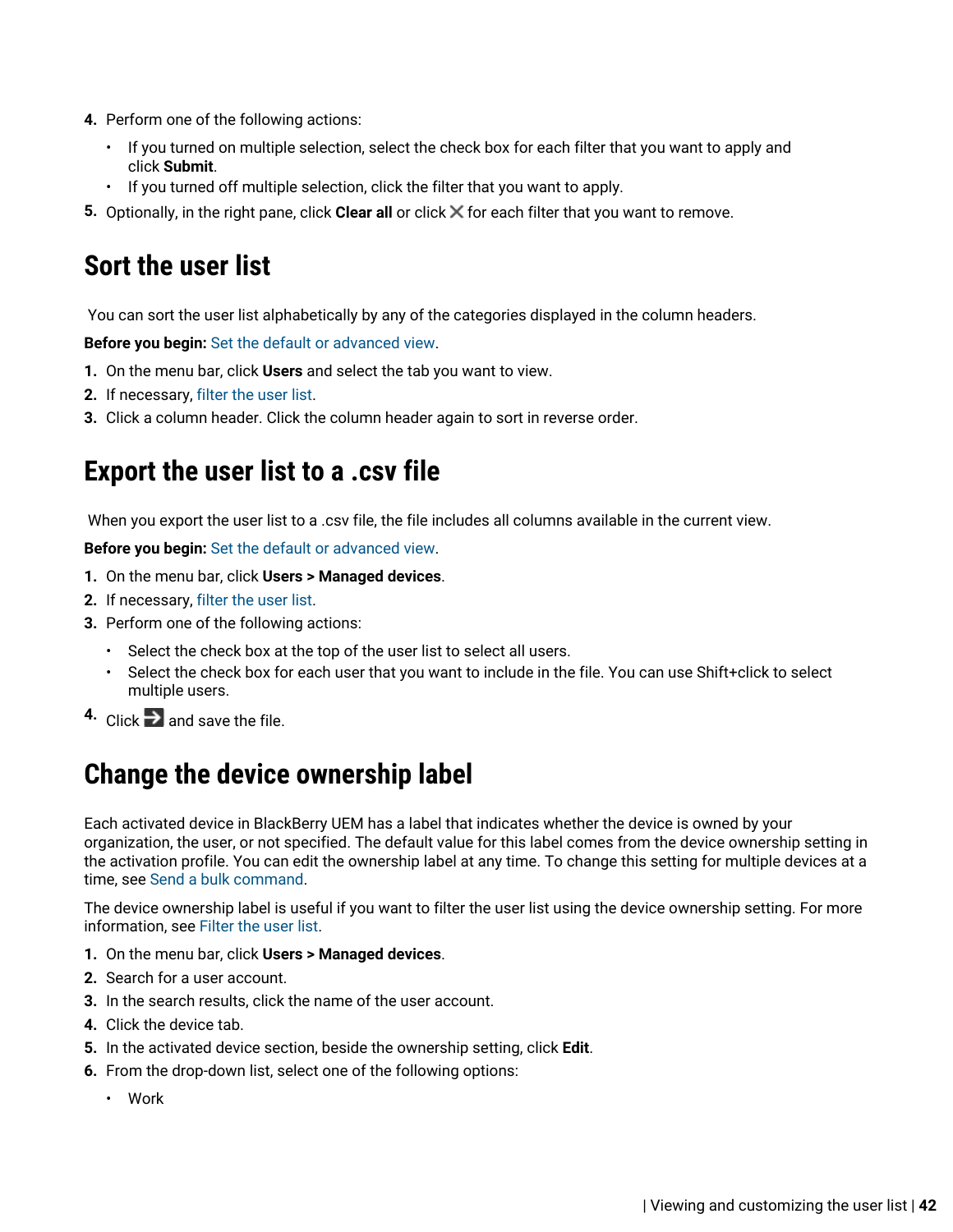4. Perform one of the following actions:

    - If you turned on multiple selection, select the check box for each filter that you want to apply and click **Submit**.
    - If you turned off multiple selection, click the filter that you want to apply.

5. Optionally, in the right pane, click **Clear all** or click ✕ for each filter that you want to remove.

## Sort the user list

You can sort the user list alphabetically by any of the categories displayed in the column headers.

**Before you begin:** Set the default or advanced view.

1. On the menu bar, click **Users** and select the tab you want to view.
2. If necessary, filter the user list.
3. Click a column header. Click the column header again to sort in reverse order.

## Export the user list to a .csv file

When you export the user list to a .csv file, the file includes all columns available in the current view.

**Before you begin:** Set the default or advanced view.

1. On the menu bar, click **Users > Managed devices**.
2. If necessary, filter the user list.
3. Perform one of the following actions:

    - Select the check box at the top of the user list to select all users.
    - Select the check box for each user that you want to include in the file. You can use Shift+click to select multiple users.

4. Click ➔ and save the file.

## Change the device ownership label

Each activated device in BlackBerry UEM has a label that indicates whether the device is owned by your organization, the user, or not specified. The default value for this label comes from the device ownership setting in the activation profile. You can edit the ownership label at any time. To change this setting for multiple devices at a time, see Send a bulk command.

The device ownership label is useful if you want to filter the user list using the device ownership setting. For more information, see Filter the user list.

1. On the menu bar, click **Users > Managed devices**.
2. Search for a user account.
3. In the search results, click the name of the user account.
4. Click the device tab.
5. In the activated device section, beside the ownership setting, click **Edit**.
6. From the drop-down list, select one of the following options:

    - Work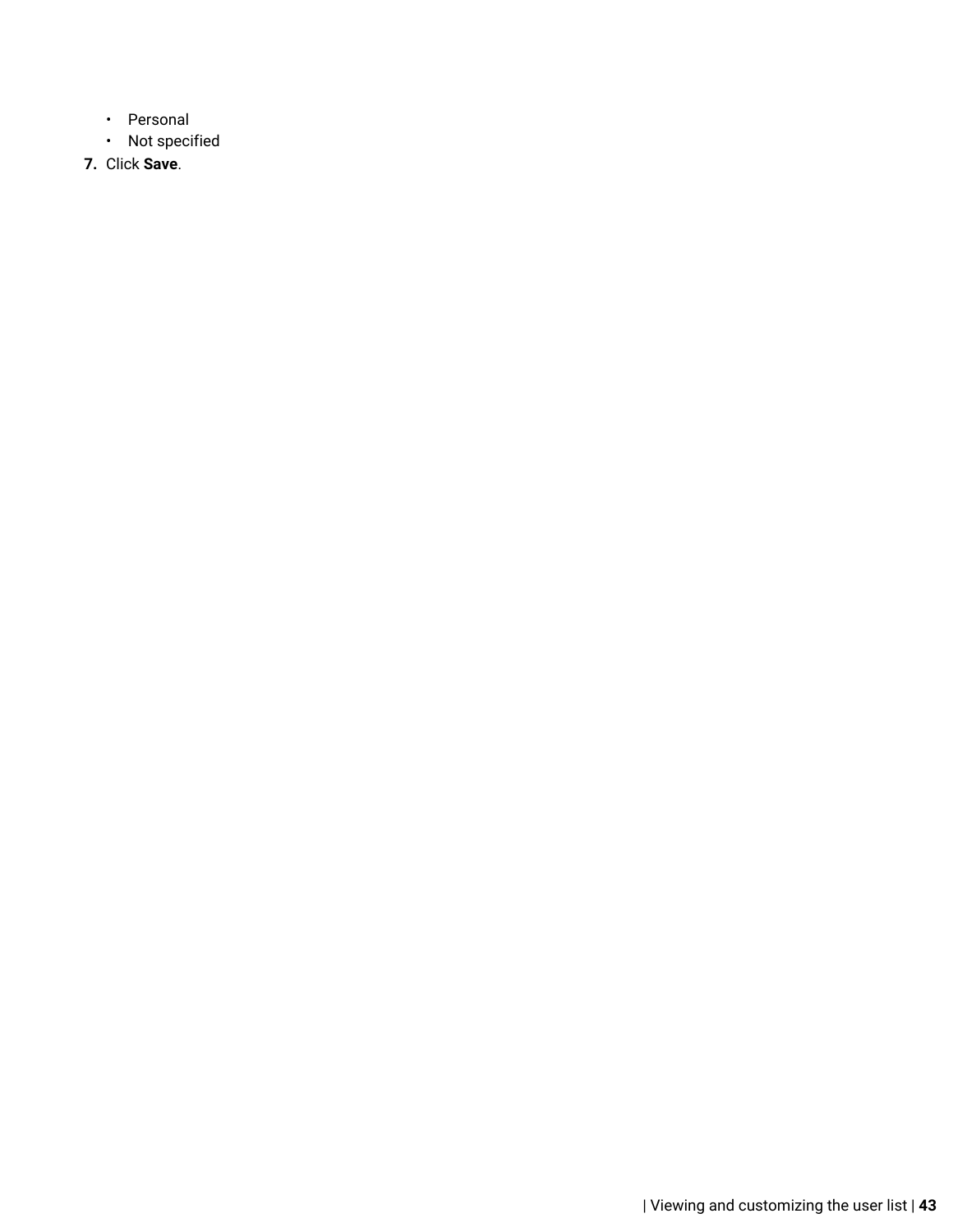- Personal
- Not specified

7. Click **Save**.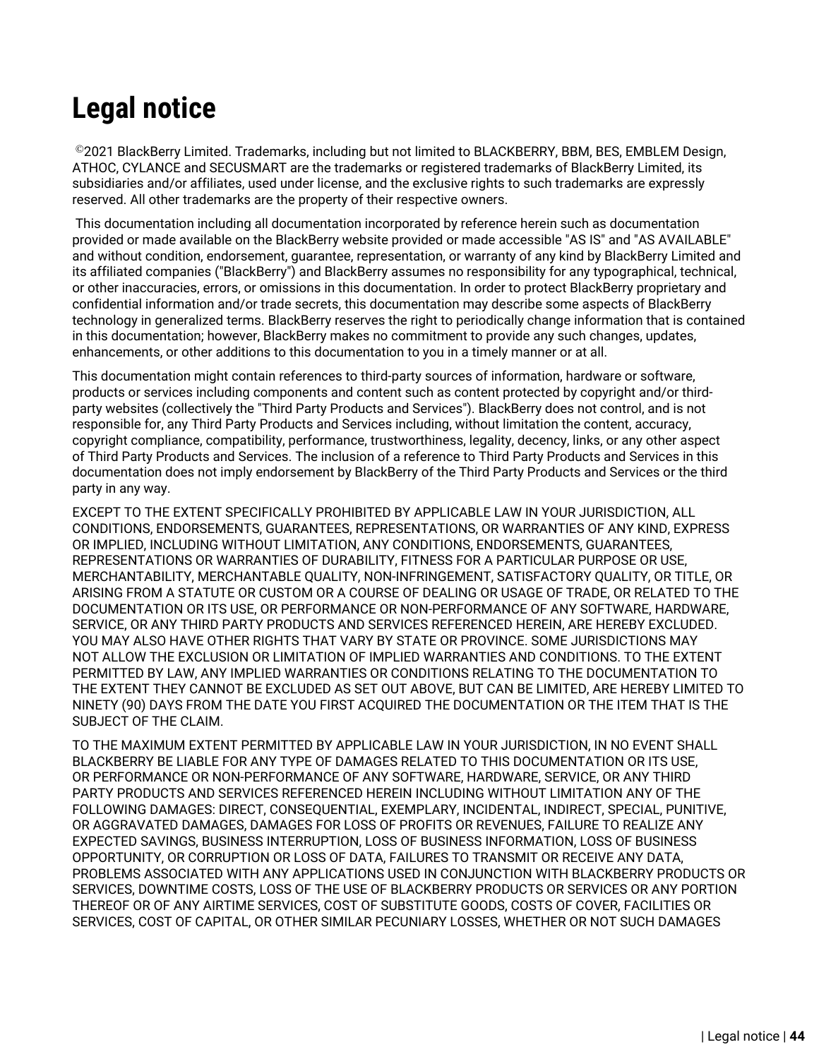# Legal notice

©2021 BlackBerry Limited. Trademarks, including but not limited to BLACKBERRY, BBM, BES, EMBLEM Design, ATHOC, CYLANCE and SECUSMART are the trademarks or registered trademarks of BlackBerry Limited, its subsidiaries and/or affiliates, used under license, and the exclusive rights to such trademarks are expressly reserved. All other trademarks are the property of their respective owners.

This documentation including all documentation incorporated by reference herein such as documentation provided or made available on the BlackBerry website provided or made accessible "AS IS" and "AS AVAILABLE" and without condition, endorsement, guarantee, representation, or warranty of any kind by BlackBerry Limited and its affiliated companies ("BlackBerry") and BlackBerry assumes no responsibility for any typographical, technical, or other inaccuracies, errors, or omissions in this documentation. In order to protect BlackBerry proprietary and confidential information and/or trade secrets, this documentation may describe some aspects of BlackBerry technology in generalized terms. BlackBerry reserves the right to periodically change information that is contained in this documentation; however, BlackBerry makes no commitment to provide any such changes, updates, enhancements, or other additions to this documentation to you in a timely manner or at all.

This documentation might contain references to third-party sources of information, hardware or software, products or services including components and content such as content protected by copyright and/or third-party websites (collectively the "Third Party Products and Services"). BlackBerry does not control, and is not responsible for, any Third Party Products and Services including, without limitation the content, accuracy, copyright compliance, compatibility, performance, trustworthiness, legality, decency, links, or any other aspect of Third Party Products and Services. The inclusion of a reference to Third Party Products and Services in this documentation does not imply endorsement by BlackBerry of the Third Party Products and Services or the third party in any way.

EXCEPT TO THE EXTENT SPECIFICALLY PROHIBITED BY APPLICABLE LAW IN YOUR JURISDICTION, ALL CONDITIONS, ENDORSEMENTS, GUARANTEES, REPRESENTATIONS, OR WARRANTIES OF ANY KIND, EXPRESS OR IMPLIED, INCLUDING WITHOUT LIMITATION, ANY CONDITIONS, ENDORSEMENTS, GUARANTEES, REPRESENTATIONS OR WARRANTIES OF DURABILITY, FITNESS FOR A PARTICULAR PURPOSE OR USE, MERCHANTABILITY, MERCHANTABLE QUALITY, NON-INFRINGEMENT, SATISFACTORY QUALITY, OR TITLE, OR ARISING FROM A STATUTE OR CUSTOM OR A COURSE OF DEALING OR USAGE OF TRADE, OR RELATED TO THE DOCUMENTATION OR ITS USE, OR PERFORMANCE OR NON-PERFORMANCE OF ANY SOFTWARE, HARDWARE, SERVICE, OR ANY THIRD PARTY PRODUCTS AND SERVICES REFERENCED HEREIN, ARE HEREBY EXCLUDED. YOU MAY ALSO HAVE OTHER RIGHTS THAT VARY BY STATE OR PROVINCE. SOME JURISDICTIONS MAY NOT ALLOW THE EXCLUSION OR LIMITATION OF IMPLIED WARRANTIES AND CONDITIONS. TO THE EXTENT PERMITTED BY LAW, ANY IMPLIED WARRANTIES OR CONDITIONS RELATING TO THE DOCUMENTATION TO THE EXTENT THEY CANNOT BE EXCLUDED AS SET OUT ABOVE, BUT CAN BE LIMITED, ARE HEREBY LIMITED TO NINETY (90) DAYS FROM THE DATE YOU FIRST ACQUIRED THE DOCUMENTATION OR THE ITEM THAT IS THE SUBJECT OF THE CLAIM.

TO THE MAXIMUM EXTENT PERMITTED BY APPLICABLE LAW IN YOUR JURISDICTION, IN NO EVENT SHALL BLACKBERRY BE LIABLE FOR ANY TYPE OF DAMAGES RELATED TO THIS DOCUMENTATION OR ITS USE, OR PERFORMANCE OR NON-PERFORMANCE OF ANY SOFTWARE, HARDWARE, SERVICE, OR ANY THIRD PARTY PRODUCTS AND SERVICES REFERENCED HEREIN INCLUDING WITHOUT LIMITATION ANY OF THE FOLLOWING DAMAGES: DIRECT, CONSEQUENTIAL, EXEMPLARY, INCIDENTAL, INDIRECT, SPECIAL, PUNITIVE, OR AGGRAVATED DAMAGES, DAMAGES FOR LOSS OF PROFITS OR REVENUES, FAILURE TO REALIZE ANY EXPECTED SAVINGS, BUSINESS INTERRUPTION, LOSS OF BUSINESS INFORMATION, LOSS OF BUSINESS OPPORTUNITY, OR CORRUPTION OR LOSS OF DATA, FAILURES TO TRANSMIT OR RECEIVE ANY DATA, PROBLEMS ASSOCIATED WITH ANY APPLICATIONS USED IN CONJUNCTION WITH BLACKBERRY PRODUCTS OR SERVICES, DOWNTIME COSTS, LOSS OF THE USE OF BLACKBERRY PRODUCTS OR SERVICES OR ANY PORTION THEREOF OR OF ANY AIRTIME SERVICES, COST OF SUBSTITUTE GOODS, COSTS OF COVER, FACILITIES OR SERVICES, COST OF CAPITAL, OR OTHER SIMILAR PECUNIARY LOSSES, WHETHER OR NOT SUCH DAMAGES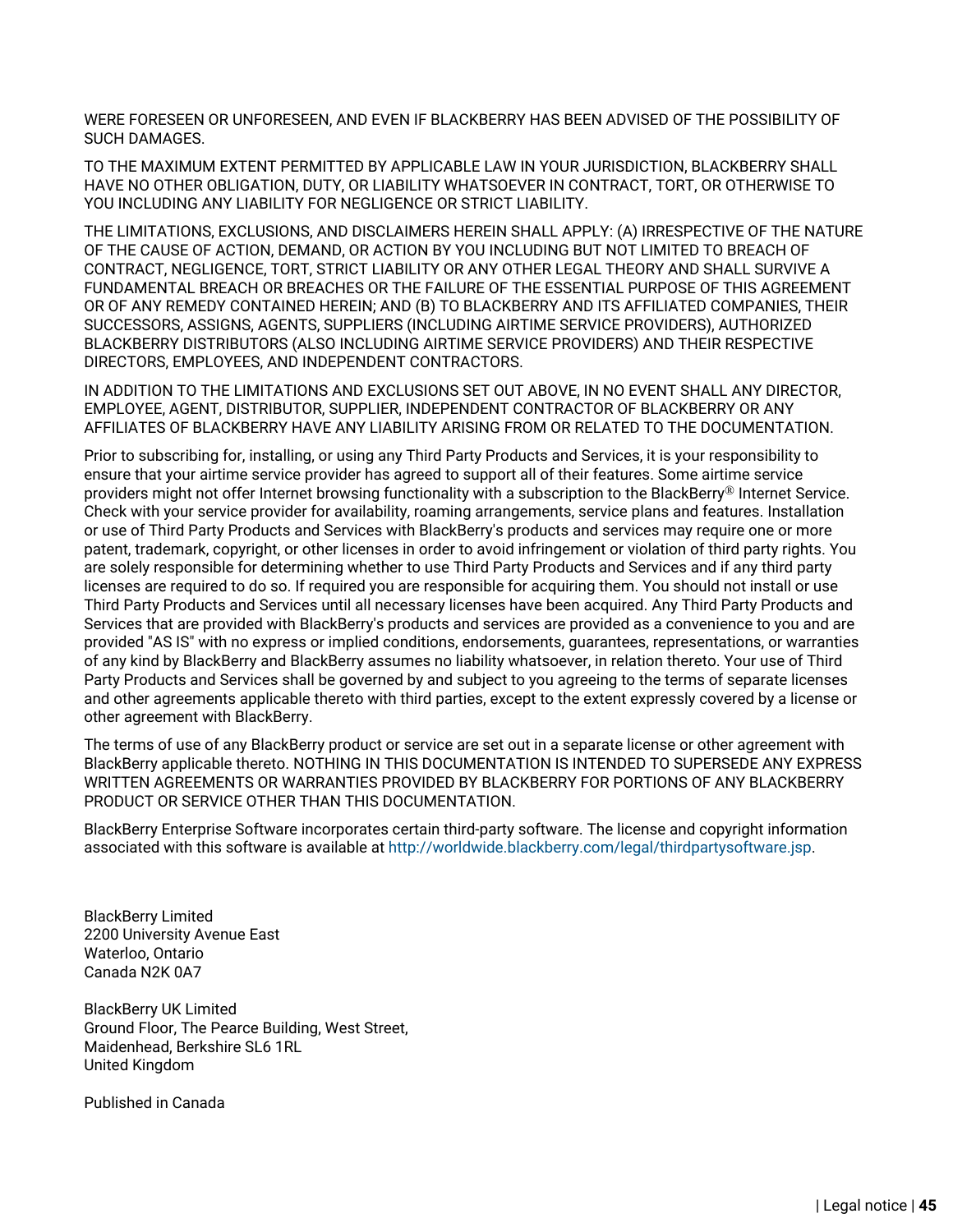WERE FORESEEN OR UNFORESEEN, AND EVEN IF BLACKBERRY HAS BEEN ADVISED OF THE POSSIBILITY OF SUCH DAMAGES.

TO THE MAXIMUM EXTENT PERMITTED BY APPLICABLE LAW IN YOUR JURISDICTION, BLACKBERRY SHALL HAVE NO OTHER OBLIGATION, DUTY, OR LIABILITY WHATSOEVER IN CONTRACT, TORT, OR OTHERWISE TO YOU INCLUDING ANY LIABILITY FOR NEGLIGENCE OR STRICT LIABILITY.

THE LIMITATIONS, EXCLUSIONS, AND DISCLAIMERS HEREIN SHALL APPLY: (A) IRRESPECTIVE OF THE NATURE OF THE CAUSE OF ACTION, DEMAND, OR ACTION BY YOU INCLUDING BUT NOT LIMITED TO BREACH OF CONTRACT, NEGLIGENCE, TORT, STRICT LIABILITY OR ANY OTHER LEGAL THEORY AND SHALL SURVIVE A FUNDAMENTAL BREACH OR BREACHES OR THE FAILURE OF THE ESSENTIAL PURPOSE OF THIS AGREEMENT OR OF ANY REMEDY CONTAINED HEREIN; AND (B) TO BLACKBERRY AND ITS AFFILIATED COMPANIES, THEIR SUCCESSORS, ASSIGNS, AGENTS, SUPPLIERS (INCLUDING AIRTIME SERVICE PROVIDERS), AUTHORIZED BLACKBERRY DISTRIBUTORS (ALSO INCLUDING AIRTIME SERVICE PROVIDERS) AND THEIR RESPECTIVE DIRECTORS, EMPLOYEES, AND INDEPENDENT CONTRACTORS.

IN ADDITION TO THE LIMITATIONS AND EXCLUSIONS SET OUT ABOVE, IN NO EVENT SHALL ANY DIRECTOR, EMPLOYEE, AGENT, DISTRIBUTOR, SUPPLIER, INDEPENDENT CONTRACTOR OF BLACKBERRY OR ANY AFFILIATES OF BLACKBERRY HAVE ANY LIABILITY ARISING FROM OR RELATED TO THE DOCUMENTATION.

Prior to subscribing for, installing, or using any Third Party Products and Services, it is your responsibility to ensure that your airtime service provider has agreed to support all of their features. Some airtime service providers might not offer Internet browsing functionality with a subscription to the BlackBerry® Internet Service. Check with your service provider for availability, roaming arrangements, service plans and features. Installation or use of Third Party Products and Services with BlackBerry's products and services may require one or more patent, trademark, copyright, or other licenses in order to avoid infringement or violation of third party rights. You are solely responsible for determining whether to use Third Party Products and Services and if any third party licenses are required to do so. If required you are responsible for acquiring them. You should not install or use Third Party Products and Services until all necessary licenses have been acquired. Any Third Party Products and Services that are provided with BlackBerry's products and services are provided as a convenience to you and are provided "AS IS" with no express or implied conditions, endorsements, guarantees, representations, or warranties of any kind by BlackBerry and BlackBerry assumes no liability whatsoever, in relation thereto. Your use of Third Party Products and Services shall be governed by and subject to you agreeing to the terms of separate licenses and other agreements applicable thereto with third parties, except to the extent expressly covered by a license or other agreement with BlackBerry.

The terms of use of any BlackBerry product or service are set out in a separate license or other agreement with BlackBerry applicable thereto. NOTHING IN THIS DOCUMENTATION IS INTENDED TO SUPERSEDE ANY EXPRESS WRITTEN AGREEMENTS OR WARRANTIES PROVIDED BY BLACKBERRY FOR PORTIONS OF ANY BLACKBERRY PRODUCT OR SERVICE OTHER THAN THIS DOCUMENTATION.

BlackBerry Enterprise Software incorporates certain third-party software. The license and copyright information associated with this software is available at http://worldwide.blackberry.com/legal/thirdpartysoftware.jsp.

BlackBerry Limited
2200 University Avenue East
Waterloo, Ontario
Canada N2K 0A7

BlackBerry UK Limited
Ground Floor, The Pearce Building, West Street,
Maidenhead, Berkshire SL6 1RL
United Kingdom

Published in Canada